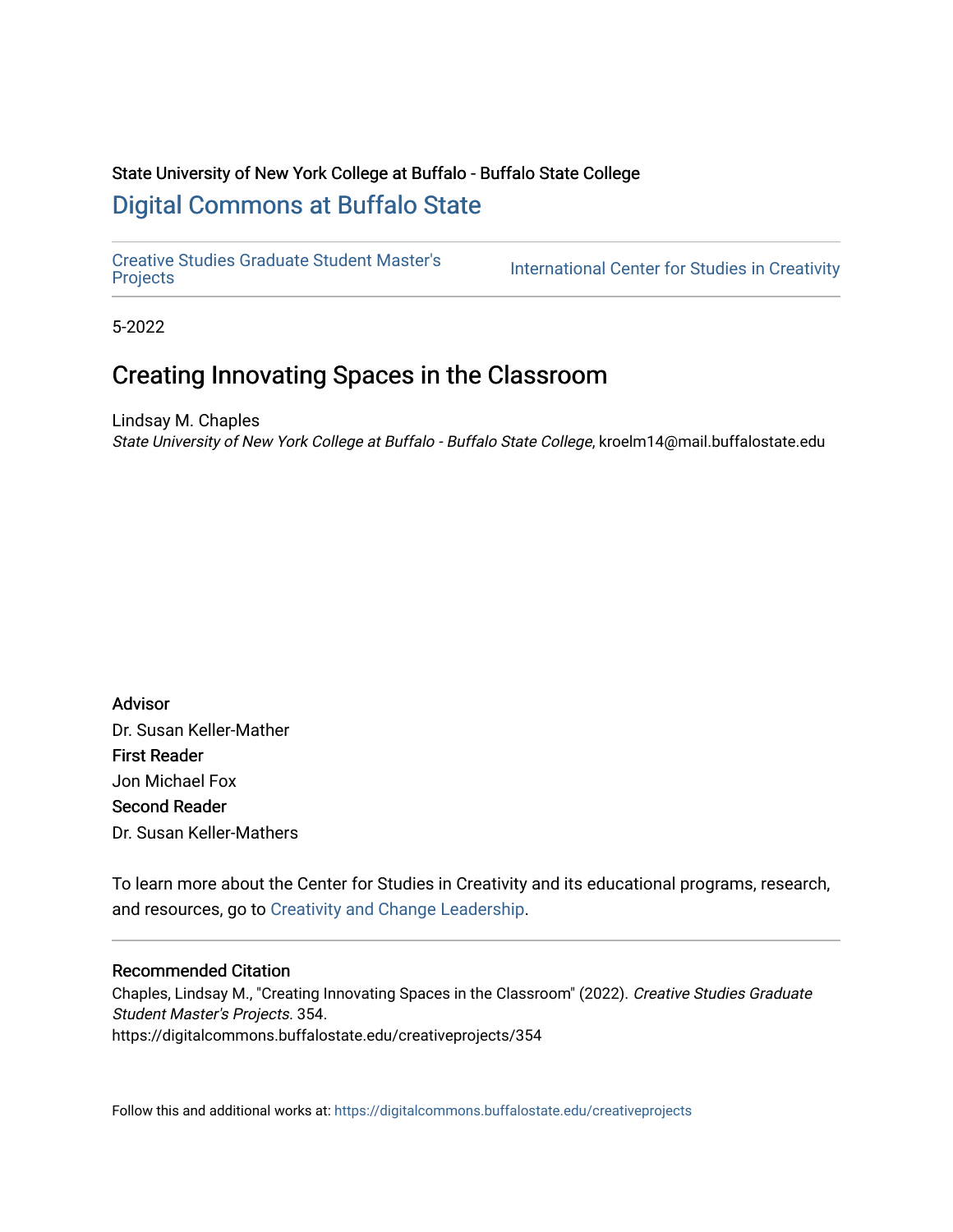State University of New York College at Buffalo - Buffalo State College

## Digital Commons at Buffalo State

Creative Studies Graduate Student Master's Projects | International Center for Studies in Creativity

5-2022

# Creating Innovating Spaces in the Classroom

Lindsay M. Chaples
*State University of New York College at Buffalo - Buffalo State College*, kroelm14@mail.buffalostate.edu

Advisor
Dr. Susan Keller-Mather

First Reader
Jon Michael Fox

Second Reader
Dr. Susan Keller-Mathers

To learn more about the Center for Studies in Creativity and its educational programs, research, and resources, go to Creativity and Change Leadership.

---

### Recommended Citation

Chaples, Lindsay M., "Creating Innovating Spaces in the Classroom" (2022). *Creative Studies Graduate Student Master's Projects*. 354.
https://digitalcommons.buffalostate.edu/creativeprojects/354

Follow this and additional works at: https://digitalcommons.buffalostate.edu/creativeprojects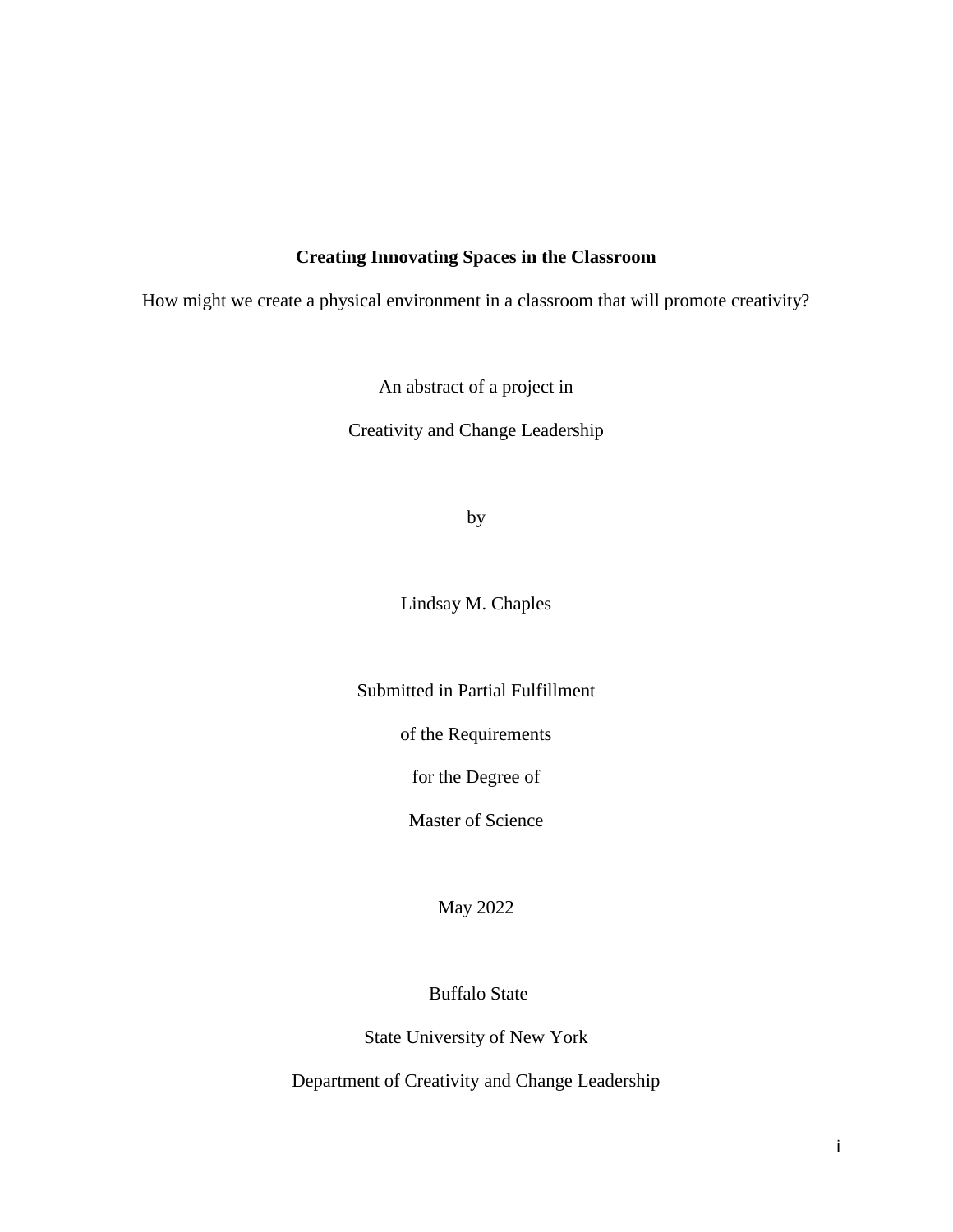**Creating Innovating Spaces in the Classroom**

How might we create a physical environment in a classroom that will promote creativity?

An abstract of a project in

Creativity and Change Leadership

by

Lindsay M. Chaples

Submitted in Partial Fulfillment

of the Requirements

for the Degree of

Master of Science

May 2022

Buffalo State

State University of New York

Department of Creativity and Change Leadership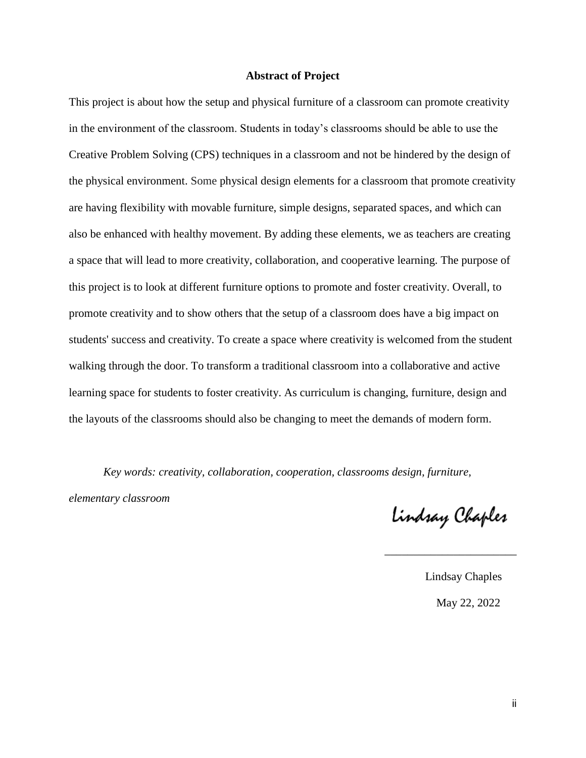**Abstract of Project**

This project is about how the setup and physical furniture of a classroom can promote creativity in the environment of the classroom. Students in today's classrooms should be able to use the Creative Problem Solving (CPS) techniques in a classroom and not be hindered by the design of the physical environment. Some physical design elements for a classroom that promote creativity are having flexibility with movable furniture, simple designs, separated spaces, and which can also be enhanced with healthy movement. By adding these elements, we as teachers are creating a space that will lead to more creativity, collaboration, and cooperative learning. The purpose of this project is to look at different furniture options to promote and foster creativity. Overall, to promote creativity and to show others that the setup of a classroom does have a big impact on students' success and creativity. To create a space where creativity is welcomed from the student walking through the door. To transform a traditional classroom into a collaborative and active learning space for students to foster creativity. As curriculum is changing, furniture, design and the layouts of the classrooms should also be changing to meet the demands of modern form.

*Key words: creativity, collaboration, cooperation, classrooms design, furniture, elementary classroom*

Lindsay Chaples

\_\_\_\_\_\_\_\_\_\_\_\_\_\_\_\_\_\_\_\_\_\_\_

Lindsay Chaples

May 22, 2022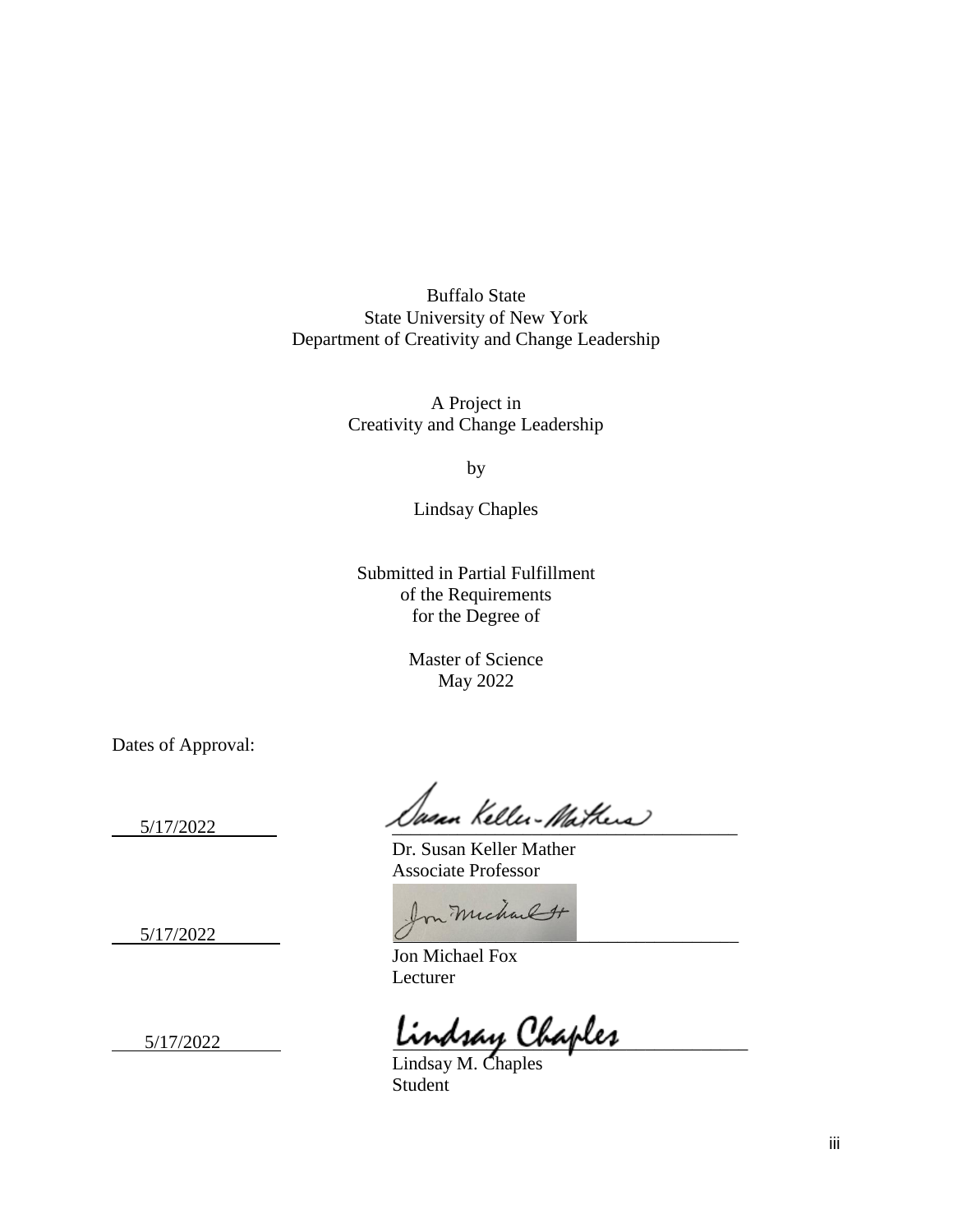Buffalo State
State University of New York
Department of Creativity and Change Leadership

A Project in
Creativity and Change Leadership

by

Lindsay Chaples

Submitted in Partial Fulfillment
of the Requirements
for the Degree of

Master of Science
May 2022

Dates of Approval:

5/17/2022

Dr. Susan Keller Mather
Associate Professor

5/17/2022

Jon Michael Fox
Lecturer

5/17/2022

Lindsay M. Chaples
Student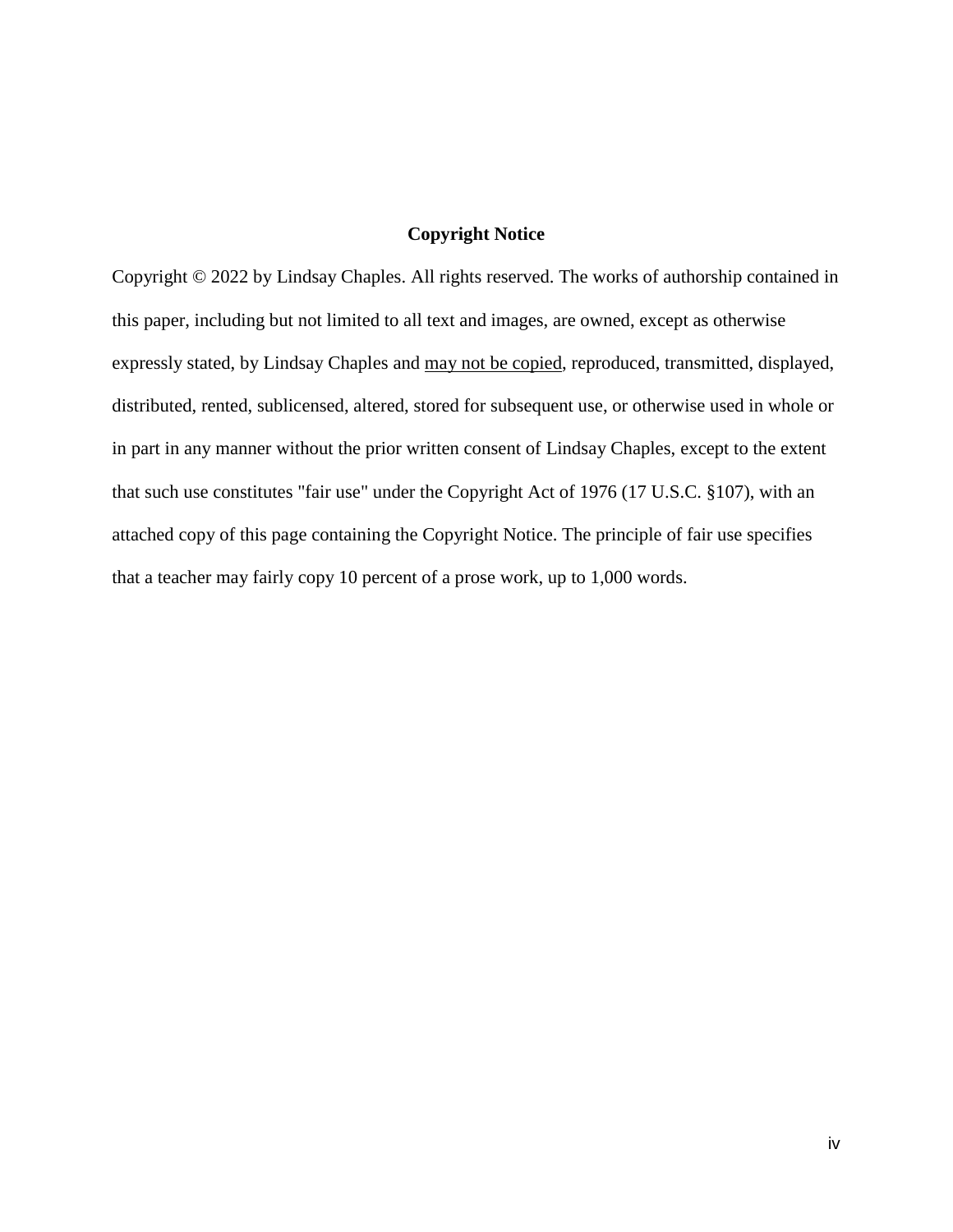## Copyright Notice

Copyright © 2022 by Lindsay Chaples. All rights reserved. The works of authorship contained in this paper, including but not limited to all text and images, are owned, except as otherwise expressly stated, by Lindsay Chaples and may not be copied, reproduced, transmitted, displayed, distributed, rented, sublicensed, altered, stored for subsequent use, or otherwise used in whole or in part in any manner without the prior written consent of Lindsay Chaples, except to the extent that such use constitutes "fair use" under the Copyright Act of 1976 (17 U.S.C. §107), with an attached copy of this page containing the Copyright Notice. The principle of fair use specifies that a teacher may fairly copy 10 percent of a prose work, up to 1,000 words.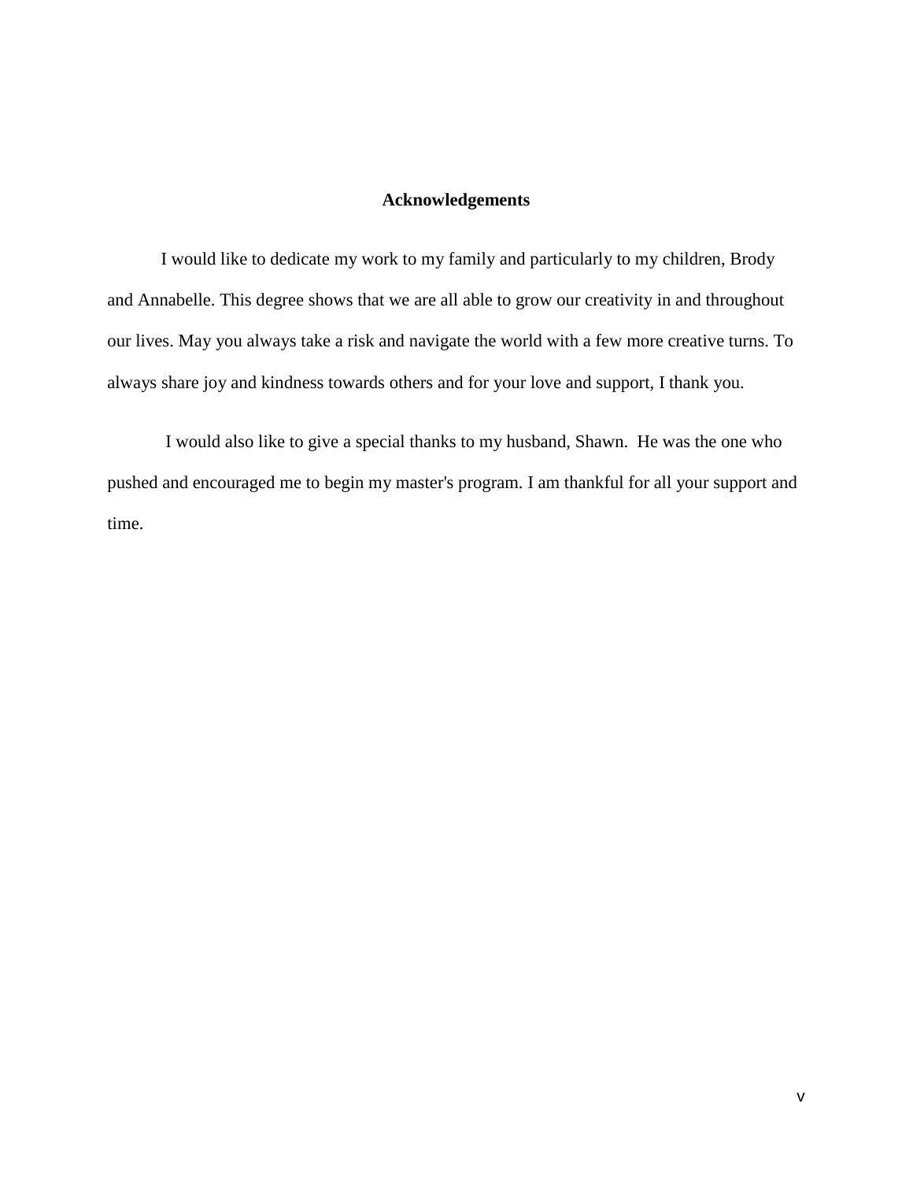# Acknowledgements

I would like to dedicate my work to my family and particularly to my children, Brody and Annabelle. This degree shows that we are all able to grow our creativity in and throughout our lives. May you always take a risk and navigate the world with a few more creative turns. To always share joy and kindness towards others and for your love and support, I thank you.

I would also like to give a special thanks to my husband, Shawn. He was the one who pushed and encouraged me to begin my master's program. I am thankful for all your support and time.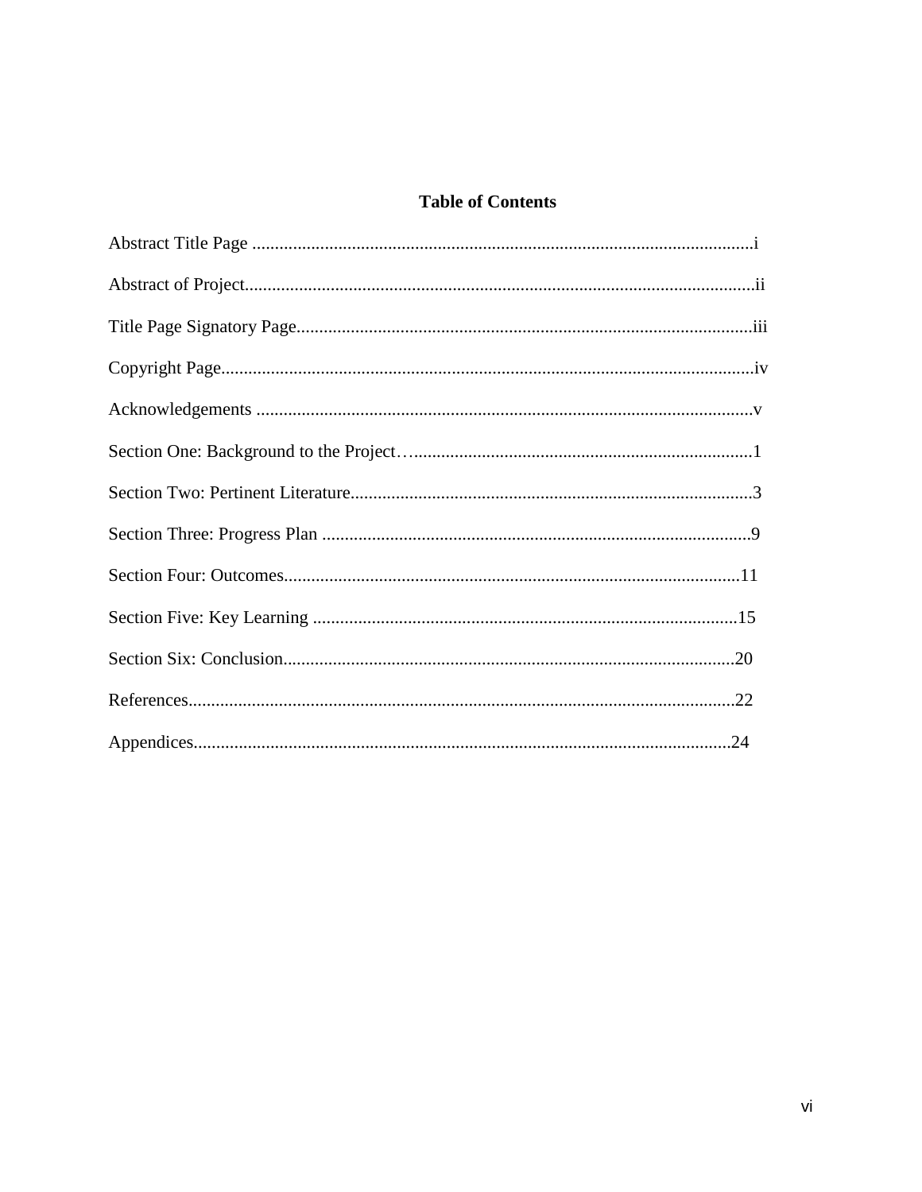# Table of Contents

Abstract Title Page ..............................................................................................................i

Abstract of Project.................................................................................................................ii

Title Page Signatory Page.....................................................................................................iii

Copyright Page......................................................................................................................iv

Acknowledgements .............................................................................................................v

Section One: Background to the Project…..........................................................................1

Section Two: Pertinent Literature.........................................................................................3

Section Three: Progress Plan ...............................................................................................9

Section Four: Outcomes.....................................................................................................11

Section Five: Key Learning ..............................................................................................15

Section Six: Conclusion....................................................................................................20

References..........................................................................................................................22

Appendices........................................................................................................................24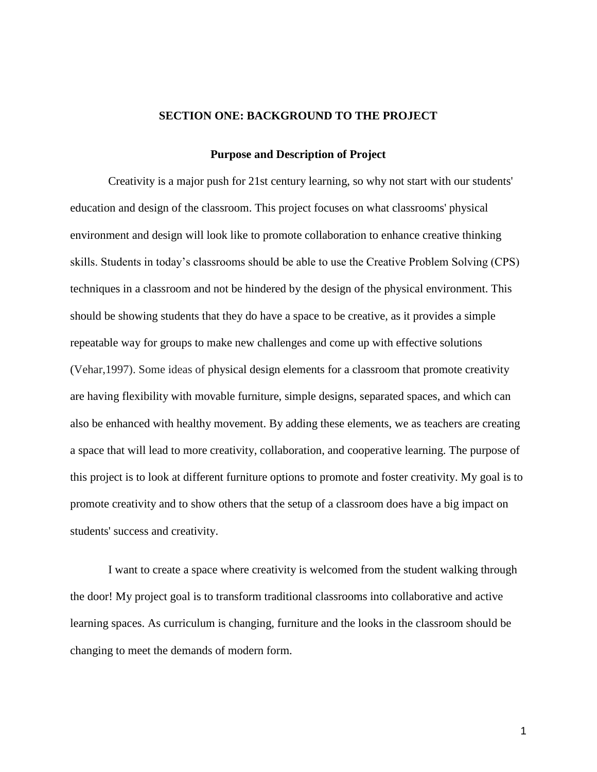## SECTION ONE: BACKGROUND TO THE PROJECT

### Purpose and Description of Project

Creativity is a major push for 21st century learning, so why not start with our students' education and design of the classroom. This project focuses on what classrooms' physical environment and design will look like to promote collaboration to enhance creative thinking skills. Students in today's classrooms should be able to use the Creative Problem Solving (CPS) techniques in a classroom and not be hindered by the design of the physical environment. This should be showing students that they do have a space to be creative, as it provides a simple repeatable way for groups to make new challenges and come up with effective solutions (Vehar,1997). Some ideas of physical design elements for a classroom that promote creativity are having flexibility with movable furniture, simple designs, separated spaces, and which can also be enhanced with healthy movement. By adding these elements, we as teachers are creating a space that will lead to more creativity, collaboration, and cooperative learning. The purpose of this project is to look at different furniture options to promote and foster creativity. My goal is to promote creativity and to show others that the setup of a classroom does have a big impact on students' success and creativity.

I want to create a space where creativity is welcomed from the student walking through the door! My project goal is to transform traditional classrooms into collaborative and active learning spaces. As curriculum is changing, furniture and the looks in the classroom should be changing to meet the demands of modern form.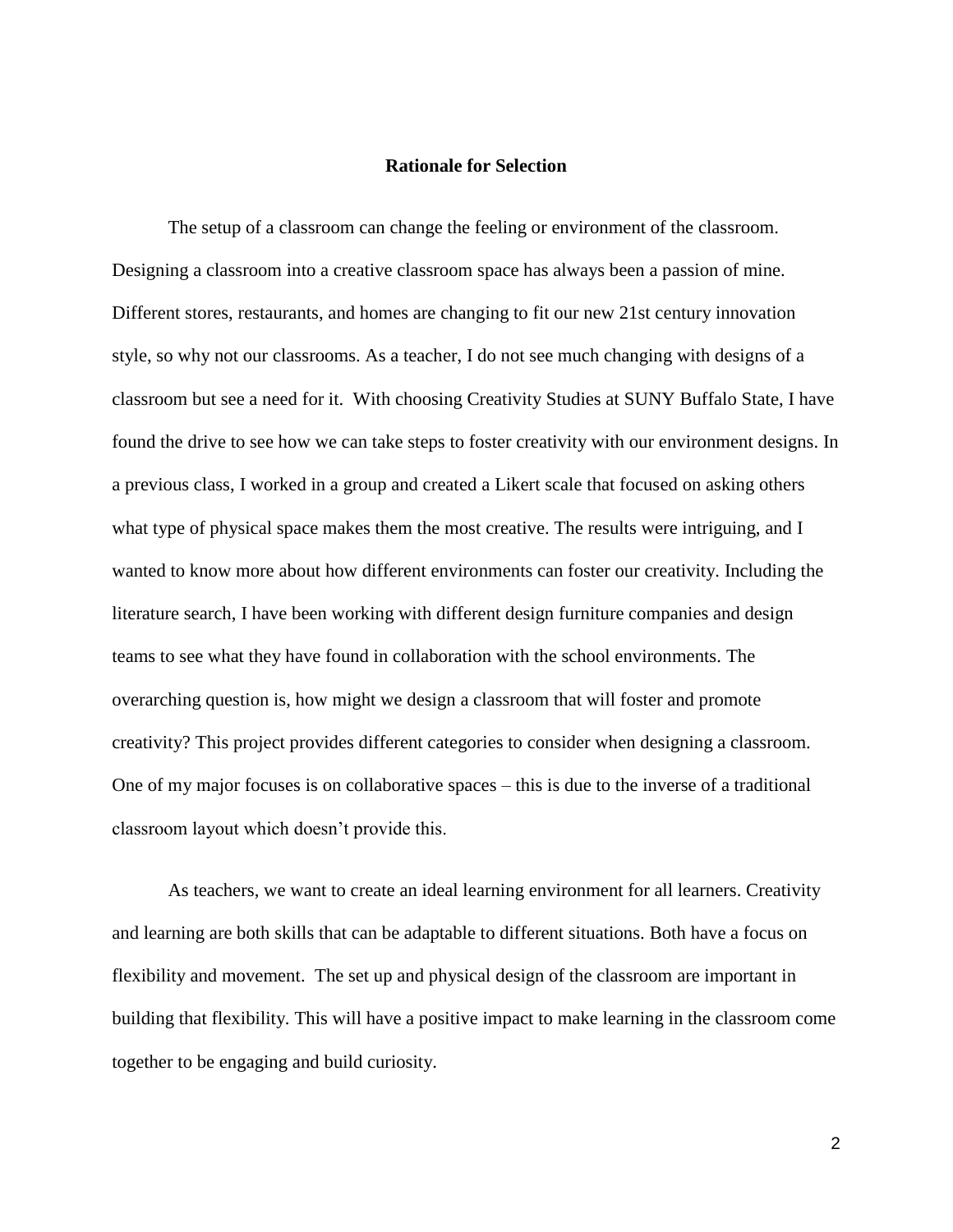## Rationale for Selection

The setup of a classroom can change the feeling or environment of the classroom. Designing a classroom into a creative classroom space has always been a passion of mine. Different stores, restaurants, and homes are changing to fit our new 21st century innovation style, so why not our classrooms. As a teacher, I do not see much changing with designs of a classroom but see a need for it. With choosing Creativity Studies at SUNY Buffalo State, I have found the drive to see how we can take steps to foster creativity with our environment designs. In a previous class, I worked in a group and created a Likert scale that focused on asking others what type of physical space makes them the most creative. The results were intriguing, and I wanted to know more about how different environments can foster our creativity. Including the literature search, I have been working with different design furniture companies and design teams to see what they have found in collaboration with the school environments. The overarching question is, how might we design a classroom that will foster and promote creativity? This project provides different categories to consider when designing a classroom. One of my major focuses is on collaborative spaces – this is due to the inverse of a traditional classroom layout which doesn't provide this.

As teachers, we want to create an ideal learning environment for all learners. Creativity and learning are both skills that can be adaptable to different situations. Both have a focus on flexibility and movement. The set up and physical design of the classroom are important in building that flexibility. This will have a positive impact to make learning in the classroom come together to be engaging and build curiosity.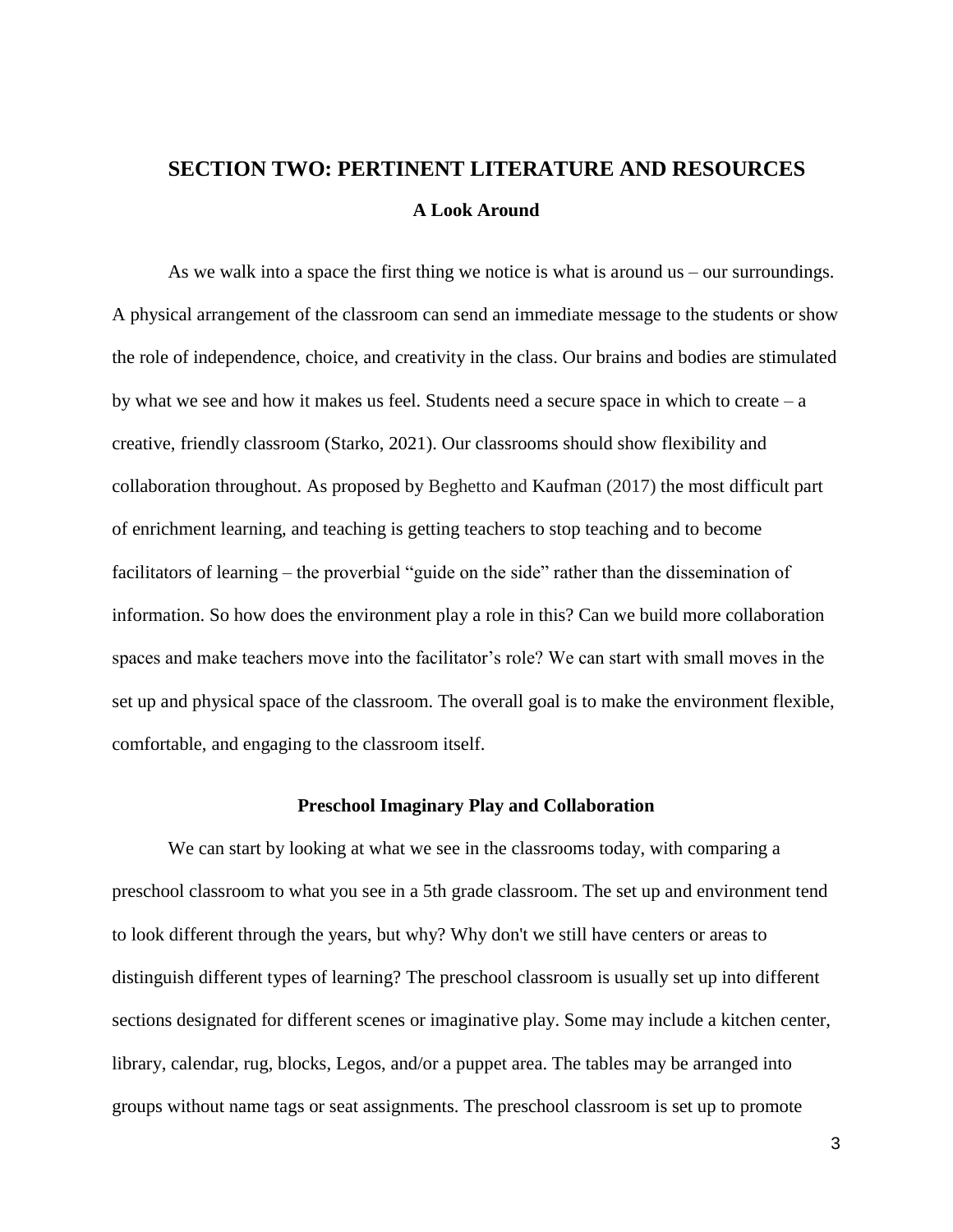## SECTION TWO: PERTINENT LITERATURE AND RESOURCES

### A Look Around

As we walk into a space the first thing we notice is what is around us – our surroundings. A physical arrangement of the classroom can send an immediate message to the students or show the role of independence, choice, and creativity in the class. Our brains and bodies are stimulated by what we see and how it makes us feel. Students need a secure space in which to create – a creative, friendly classroom (Starko, 2021). Our classrooms should show flexibility and collaboration throughout. As proposed by Beghetto and Kaufman (2017) the most difficult part of enrichment learning, and teaching is getting teachers to stop teaching and to become facilitators of learning – the proverbial "guide on the side" rather than the dissemination of information. So how does the environment play a role in this? Can we build more collaboration spaces and make teachers move into the facilitator's role? We can start with small moves in the set up and physical space of the classroom. The overall goal is to make the environment flexible, comfortable, and engaging to the classroom itself.

### Preschool Imaginary Play and Collaboration

We can start by looking at what we see in the classrooms today, with comparing a preschool classroom to what you see in a 5th grade classroom. The set up and environment tend to look different through the years, but why? Why don't we still have centers or areas to distinguish different types of learning? The preschool classroom is usually set up into different sections designated for different scenes or imaginative play. Some may include a kitchen center, library, calendar, rug, blocks, Legos, and/or a puppet area. The tables may be arranged into groups without name tags or seat assignments. The preschool classroom is set up to promote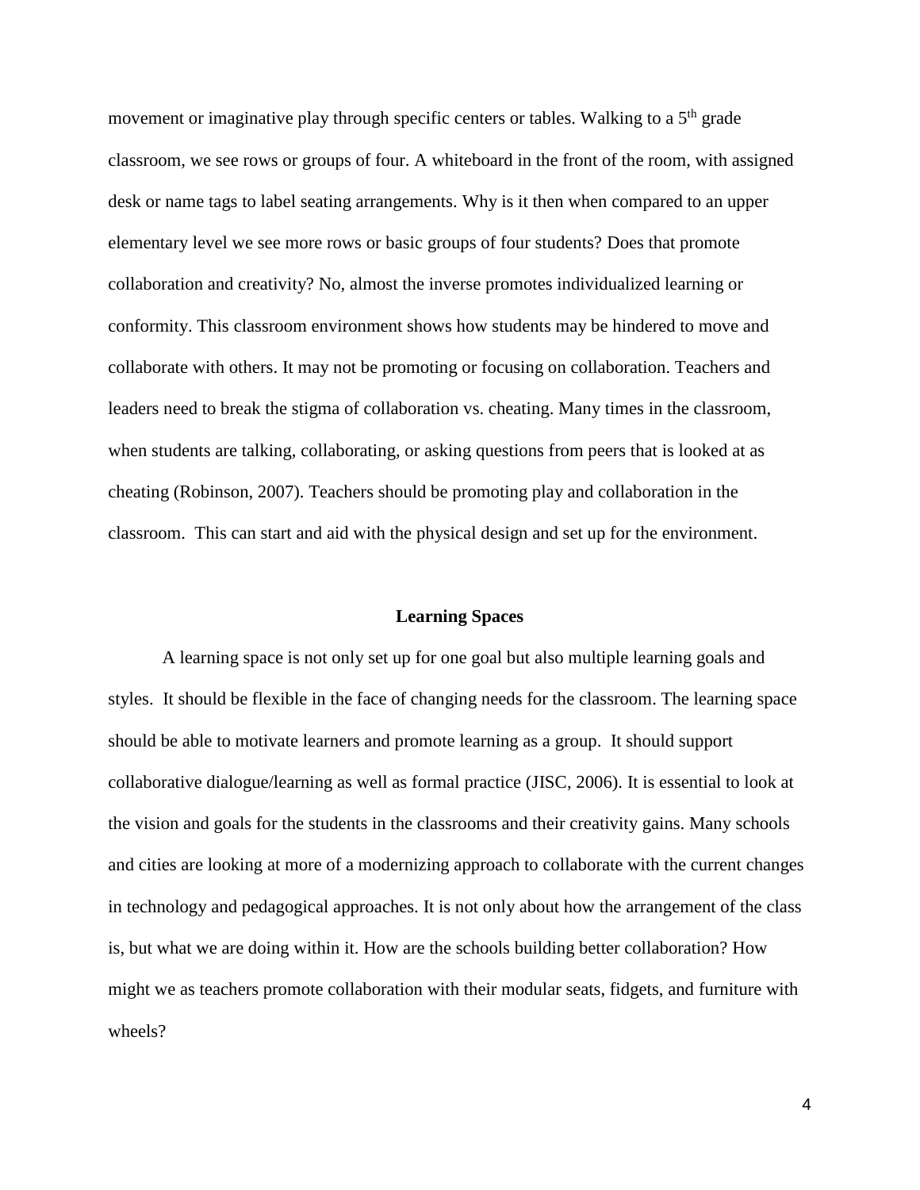movement or imaginative play through specific centers or tables. Walking to a 5th grade classroom, we see rows or groups of four. A whiteboard in the front of the room, with assigned desk or name tags to label seating arrangements. Why is it then when compared to an upper elementary level we see more rows or basic groups of four students? Does that promote collaboration and creativity? No, almost the inverse promotes individualized learning or conformity. This classroom environment shows how students may be hindered to move and collaborate with others. It may not be promoting or focusing on collaboration. Teachers and leaders need to break the stigma of collaboration vs. cheating. Many times in the classroom, when students are talking, collaborating, or asking questions from peers that is looked at as cheating (Robinson, 2007). Teachers should be promoting play and collaboration in the classroom. This can start and aid with the physical design and set up for the environment.

## Learning Spaces

A learning space is not only set up for one goal but also multiple learning goals and styles. It should be flexible in the face of changing needs for the classroom. The learning space should be able to motivate learners and promote learning as a group. It should support collaborative dialogue/learning as well as formal practice (JISC, 2006). It is essential to look at the vision and goals for the students in the classrooms and their creativity gains. Many schools and cities are looking at more of a modernizing approach to collaborate with the current changes in technology and pedagogical approaches. It is not only about how the arrangement of the class is, but what we are doing within it. How are the schools building better collaboration? How might we as teachers promote collaboration with their modular seats, fidgets, and furniture with wheels?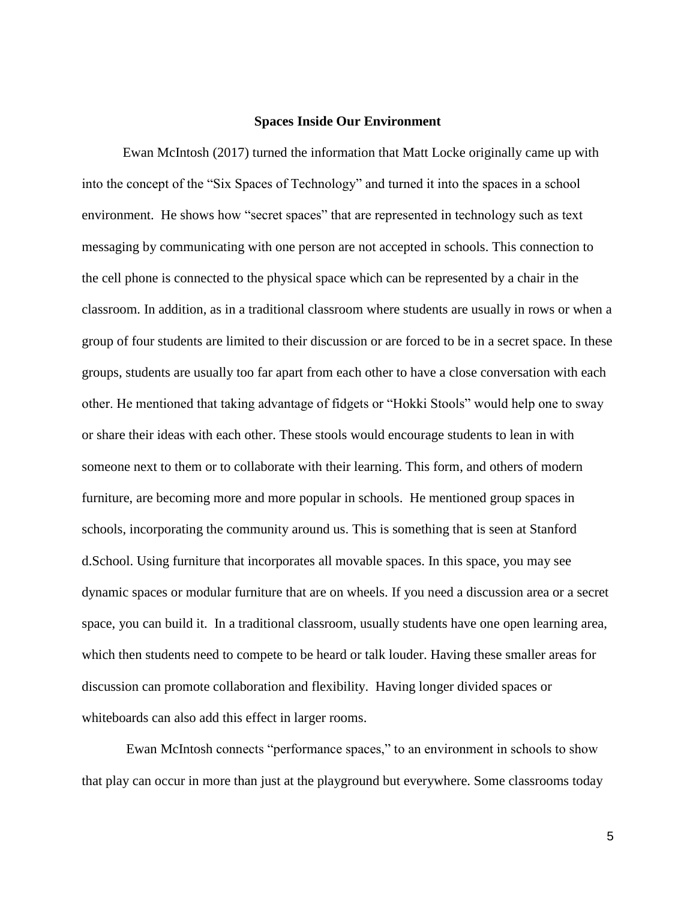## Spaces Inside Our Environment

Ewan McIntosh (2017) turned the information that Matt Locke originally came up with into the concept of the "Six Spaces of Technology" and turned it into the spaces in a school environment. He shows how "secret spaces" that are represented in technology such as text messaging by communicating with one person are not accepted in schools. This connection to the cell phone is connected to the physical space which can be represented by a chair in the classroom. In addition, as in a traditional classroom where students are usually in rows or when a group of four students are limited to their discussion or are forced to be in a secret space. In these groups, students are usually too far apart from each other to have a close conversation with each other. He mentioned that taking advantage of fidgets or "Hokki Stools" would help one to sway or share their ideas with each other. These stools would encourage students to lean in with someone next to them or to collaborate with their learning. This form, and others of modern furniture, are becoming more and more popular in schools. He mentioned group spaces in schools, incorporating the community around us. This is something that is seen at Stanford d.School. Using furniture that incorporates all movable spaces. In this space, you may see dynamic spaces or modular furniture that are on wheels. If you need a discussion area or a secret space, you can build it. In a traditional classroom, usually students have one open learning area, which then students need to compete to be heard or talk louder. Having these smaller areas for discussion can promote collaboration and flexibility. Having longer divided spaces or whiteboards can also add this effect in larger rooms.

Ewan McIntosh connects "performance spaces," to an environment in schools to show that play can occur in more than just at the playground but everywhere. Some classrooms today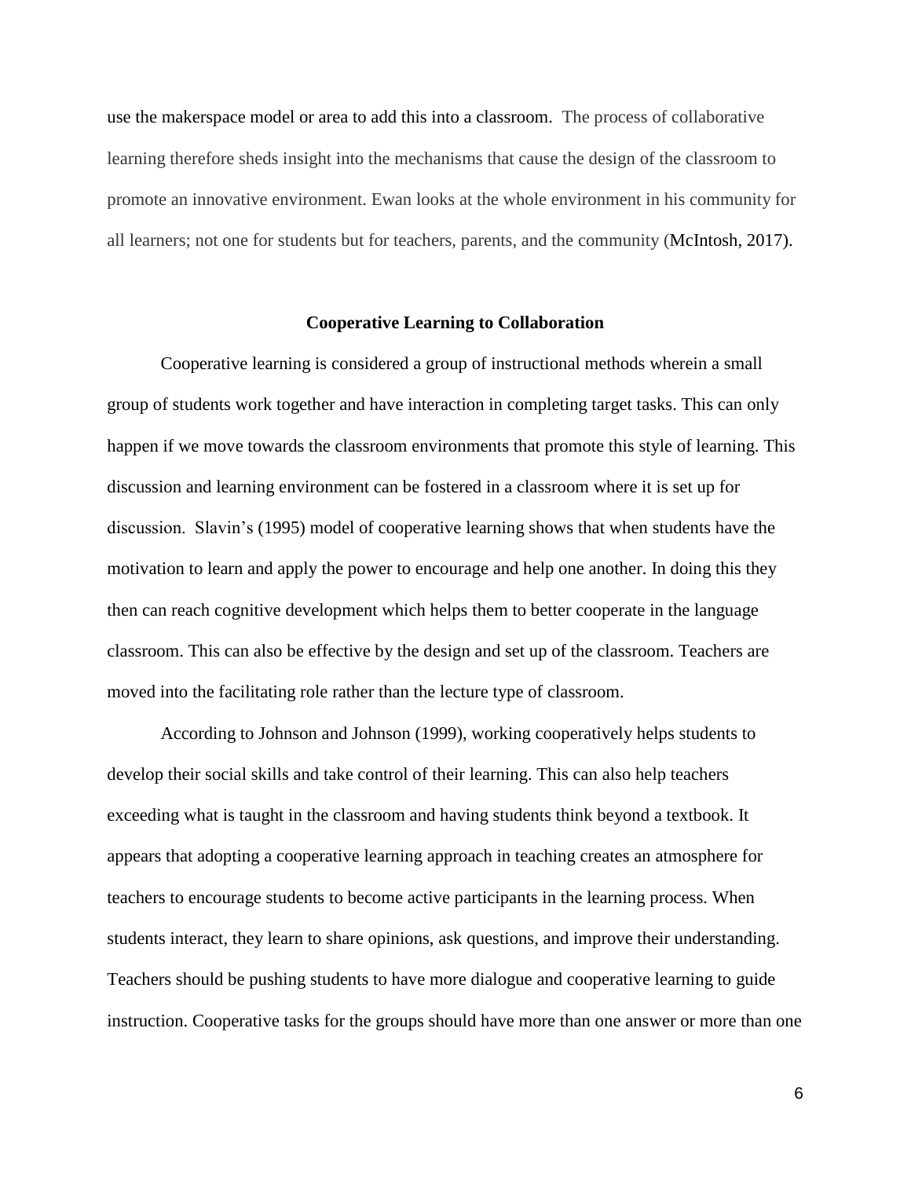use the makerspace model or area to add this into a classroom. The process of collaborative learning therefore sheds insight into the mechanisms that cause the design of the classroom to promote an innovative environment. Ewan looks at the whole environment in his community for all learners; not one for students but for teachers, parents, and the community (McIntosh, 2017).

## Cooperative Learning to Collaboration

Cooperative learning is considered a group of instructional methods wherein a small group of students work together and have interaction in completing target tasks. This can only happen if we move towards the classroom environments that promote this style of learning. This discussion and learning environment can be fostered in a classroom where it is set up for discussion. Slavin's (1995) model of cooperative learning shows that when students have the motivation to learn and apply the power to encourage and help one another. In doing this they then can reach cognitive development which helps them to better cooperate in the language classroom. This can also be effective by the design and set up of the classroom. Teachers are moved into the facilitating role rather than the lecture type of classroom.

According to Johnson and Johnson (1999), working cooperatively helps students to develop their social skills and take control of their learning. This can also help teachers exceeding what is taught in the classroom and having students think beyond a textbook. It appears that adopting a cooperative learning approach in teaching creates an atmosphere for teachers to encourage students to become active participants in the learning process. When students interact, they learn to share opinions, ask questions, and improve their understanding. Teachers should be pushing students to have more dialogue and cooperative learning to guide instruction. Cooperative tasks for the groups should have more than one answer or more than one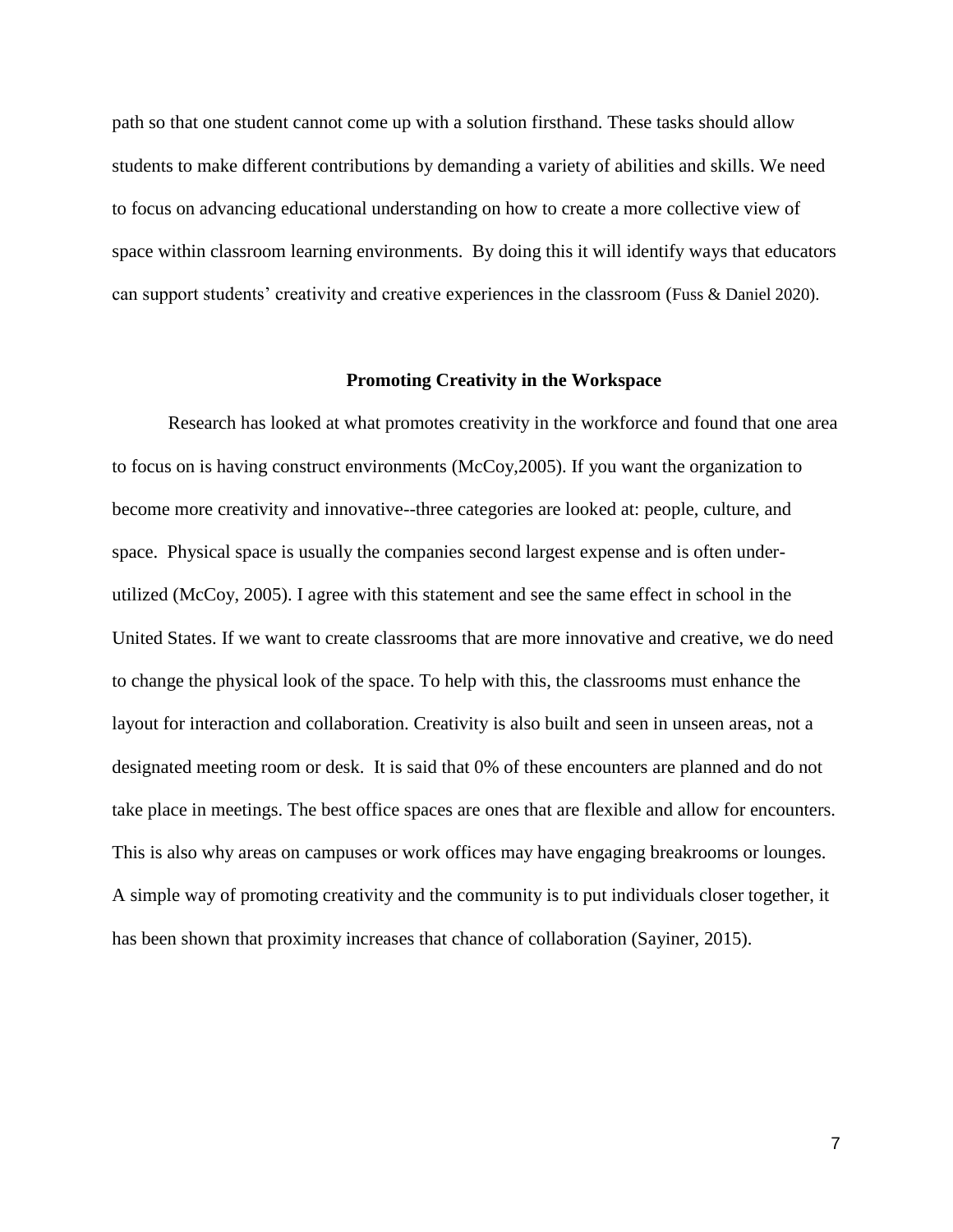path so that one student cannot come up with a solution firsthand. These tasks should allow students to make different contributions by demanding a variety of abilities and skills. We need to focus on advancing educational understanding on how to create a more collective view of space within classroom learning environments.  By doing this it will identify ways that educators can support students' creativity and creative experiences in the classroom (Fuss & Daniel 2020).

## Promoting Creativity in the Workspace

Research has looked at what promotes creativity in the workforce and found that one area to focus on is having construct environments (McCoy,2005). If you want the organization to become more creativity and innovative--three categories are looked at: people, culture, and space.  Physical space is usually the companies second largest expense and is often under-utilized (McCoy, 2005). I agree with this statement and see the same effect in school in the United States. If we want to create classrooms that are more innovative and creative, we do need to change the physical look of the space. To help with this, the classrooms must enhance the layout for interaction and collaboration. Creativity is also built and seen in unseen areas, not a designated meeting room or desk.  It is said that 0% of these encounters are planned and do not take place in meetings. The best office spaces are ones that are flexible and allow for encounters. This is also why areas on campuses or work offices may have engaging breakrooms or lounges. A simple way of promoting creativity and the community is to put individuals closer together, it has been shown that proximity increases that chance of collaboration (Sayiner, 2015).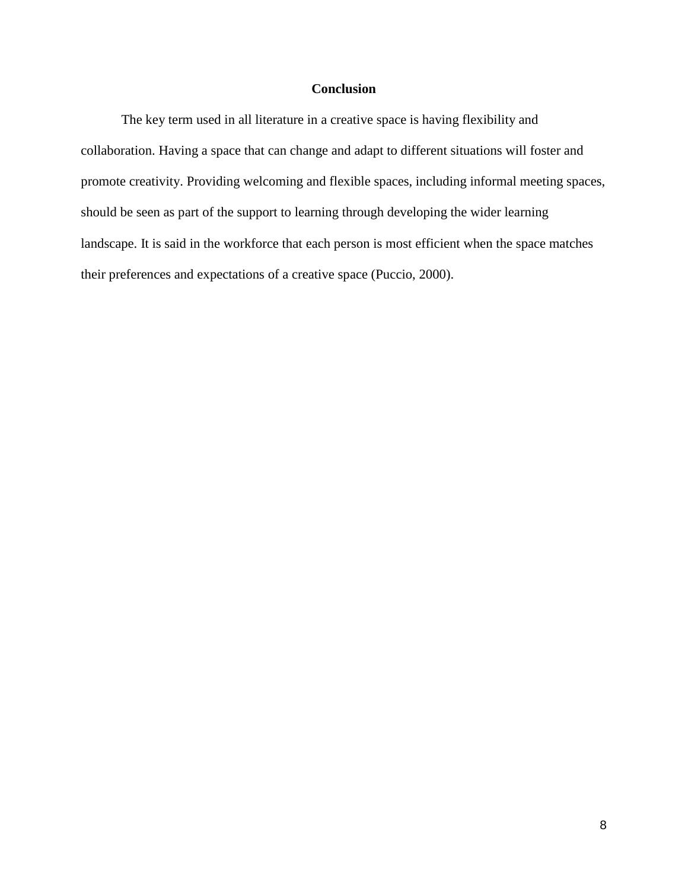# Conclusion

The key term used in all literature in a creative space is having flexibility and collaboration. Having a space that can change and adapt to different situations will foster and promote creativity. Providing welcoming and flexible spaces, including informal meeting spaces, should be seen as part of the support to learning through developing the wider learning landscape. It is said in the workforce that each person is most efficient when the space matches their preferences and expectations of a creative space (Puccio, 2000).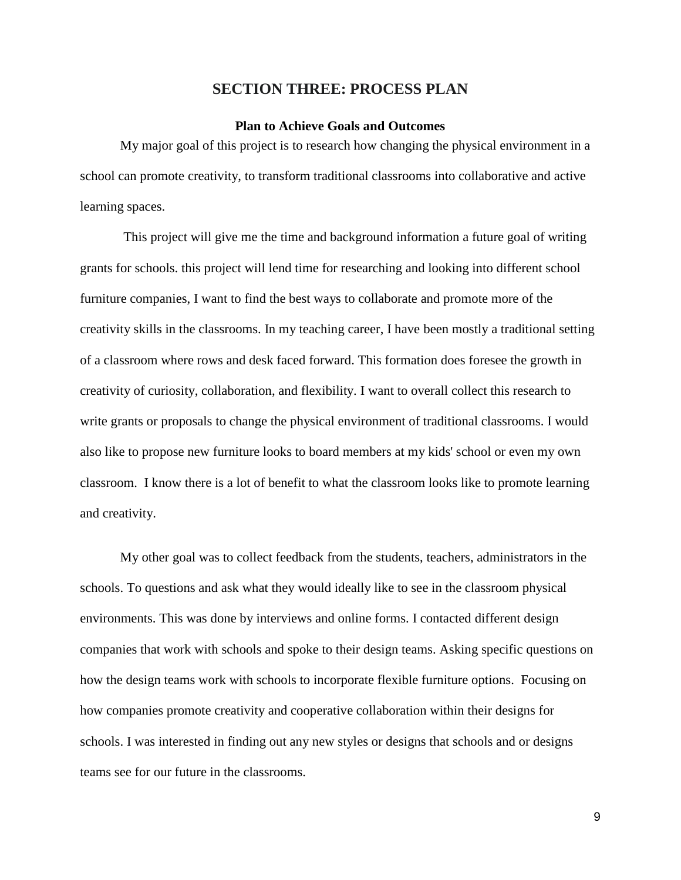## SECTION THREE: PROCESS PLAN

### Plan to Achieve Goals and Outcomes

My major goal of this project is to research how changing the physical environment in a school can promote creativity, to transform traditional classrooms into collaborative and active learning spaces.

This project will give me the time and background information a future goal of writing grants for schools. this project will lend time for researching and looking into different school furniture companies, I want to find the best ways to collaborate and promote more of the creativity skills in the classrooms. In my teaching career, I have been mostly a traditional setting of a classroom where rows and desk faced forward. This formation does foresee the growth in creativity of curiosity, collaboration, and flexibility. I want to overall collect this research to write grants or proposals to change the physical environment of traditional classrooms. I would also like to propose new furniture looks to board members at my kids' school or even my own classroom. I know there is a lot of benefit to what the classroom looks like to promote learning and creativity.

My other goal was to collect feedback from the students, teachers, administrators in the schools. To questions and ask what they would ideally like to see in the classroom physical environments. This was done by interviews and online forms. I contacted different design companies that work with schools and spoke to their design teams. Asking specific questions on how the design teams work with schools to incorporate flexible furniture options. Focusing on how companies promote creativity and cooperative collaboration within their designs for schools. I was interested in finding out any new styles or designs that schools and or designs teams see for our future in the classrooms.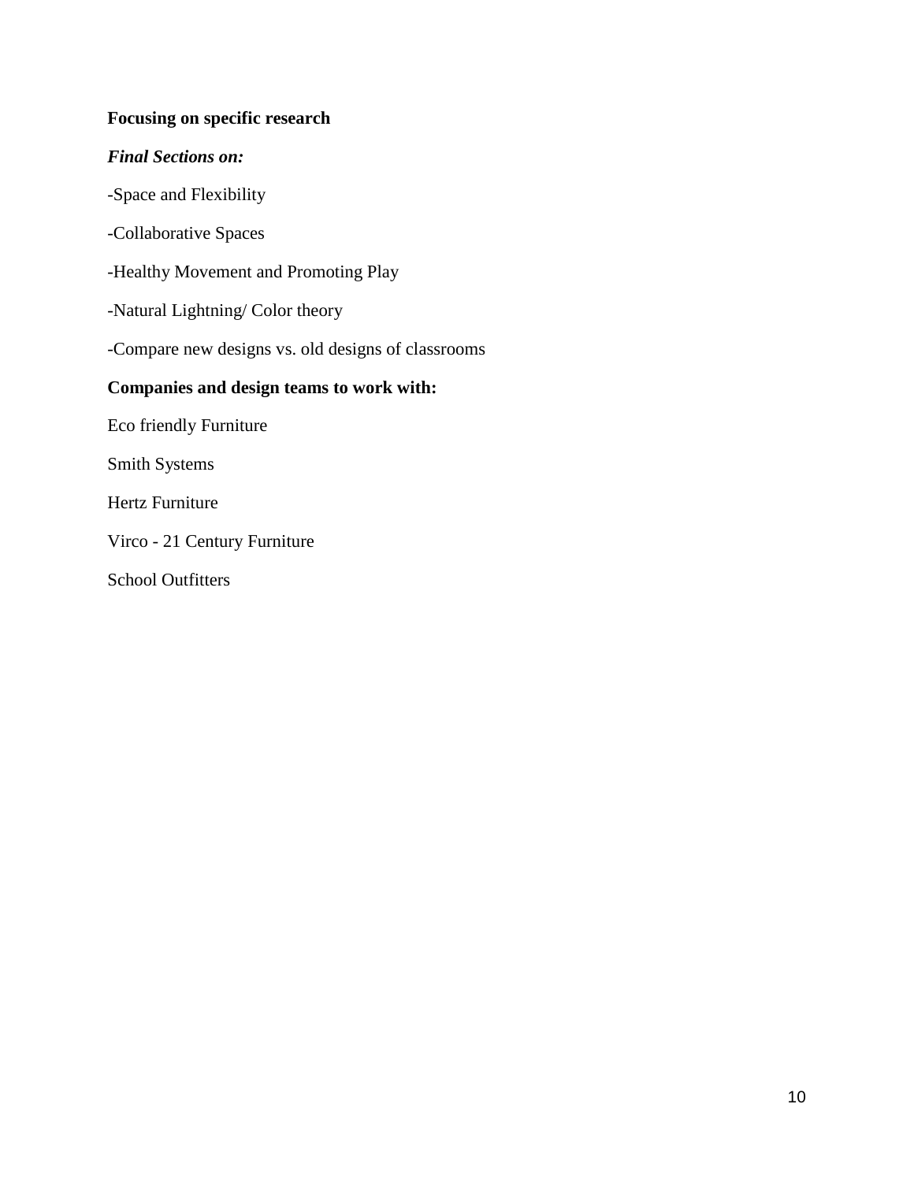**Focusing on specific research**

***Final Sections on:***

-Space and Flexibility

-Collaborative Spaces

-Healthy Movement and Promoting Play

-Natural Lightning/ Color theory

-Compare new designs vs. old designs of classrooms

**Companies and design teams to work with:**

Eco friendly Furniture

Smith Systems

Hertz Furniture

Virco - 21 Century Furniture

School Outfitters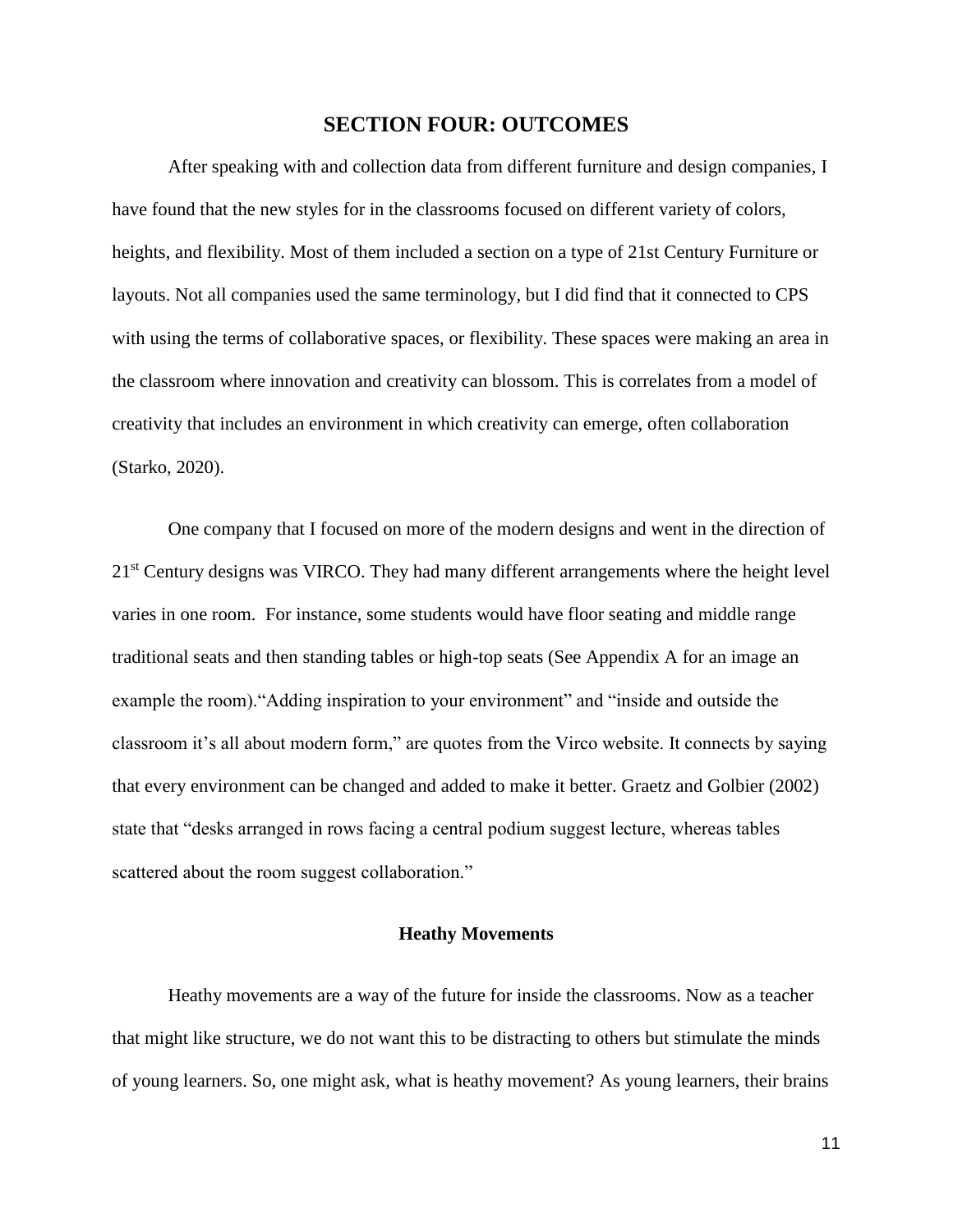# SECTION FOUR: OUTCOMES

After speaking with and collection data from different furniture and design companies, I have found that the new styles for in the classrooms focused on different variety of colors, heights, and flexibility. Most of them included a section on a type of 21st Century Furniture or layouts. Not all companies used the same terminology, but I did find that it connected to CPS with using the terms of collaborative spaces, or flexibility. These spaces were making an area in the classroom where innovation and creativity can blossom. This is correlates from a model of creativity that includes an environment in which creativity can emerge, often collaboration (Starko, 2020).

One company that I focused on more of the modern designs and went in the direction of 21st Century designs was VIRCO. They had many different arrangements where the height level varies in one room. For instance, some students would have floor seating and middle range traditional seats and then standing tables or high-top seats (See Appendix A for an image an example the room).“Adding inspiration to your environment” and “inside and outside the classroom it’s all about modern form,” are quotes from the Virco website. It connects by saying that every environment can be changed and added to make it better. Graetz and Golbier (2002) state that “desks arranged in rows facing a central podium suggest lecture, whereas tables scattered about the room suggest collaboration.”

## Heathy Movements

Heathy movements are a way of the future for inside the classrooms. Now as a teacher that might like structure, we do not want this to be distracting to others but stimulate the minds of young learners. So, one might ask, what is heathy movement? As young learners, their brains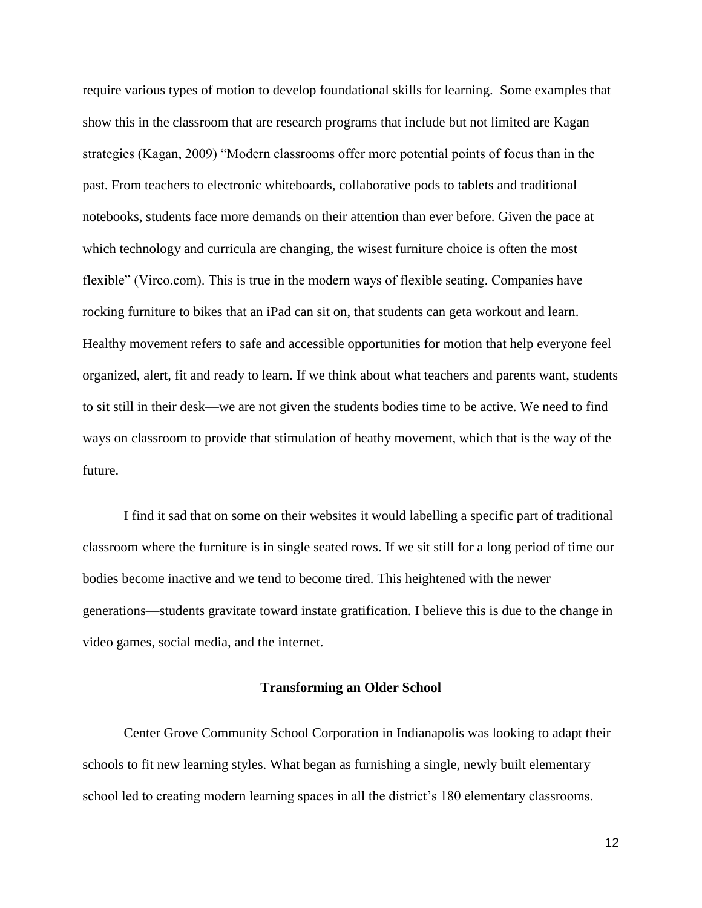require various types of motion to develop foundational skills for learning. Some examples that show this in the classroom that are research programs that include but not limited are Kagan strategies (Kagan, 2009) "Modern classrooms offer more potential points of focus than in the past. From teachers to electronic whiteboards, collaborative pods to tablets and traditional notebooks, students face more demands on their attention than ever before. Given the pace at which technology and curricula are changing, the wisest furniture choice is often the most flexible" (Virco.com). This is true in the modern ways of flexible seating. Companies have rocking furniture to bikes that an iPad can sit on, that students can geta workout and learn. Healthy movement refers to safe and accessible opportunities for motion that help everyone feel organized, alert, fit and ready to learn. If we think about what teachers and parents want, students to sit still in their desk—we are not given the students bodies time to be active. We need to find ways on classroom to provide that stimulation of heathy movement, which that is the way of the future.

I find it sad that on some on their websites it would labelling a specific part of traditional classroom where the furniture is in single seated rows. If we sit still for a long period of time our bodies become inactive and we tend to become tired. This heightened with the newer generations—students gravitate toward instate gratification. I believe this is due to the change in video games, social media, and the internet.

## Transforming an Older School

Center Grove Community School Corporation in Indianapolis was looking to adapt their schools to fit new learning styles. What began as furnishing a single, newly built elementary school led to creating modern learning spaces in all the district's 180 elementary classrooms.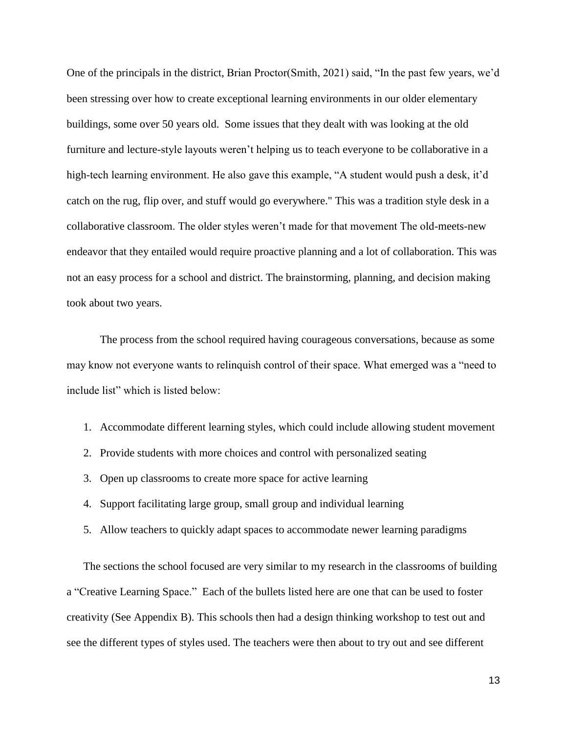One of the principals in the district, Brian Proctor(Smith, 2021) said, "In the past few years, we'd been stressing over how to create exceptional learning environments in our older elementary buildings, some over 50 years old. Some issues that they dealt with was looking at the old furniture and lecture-style layouts weren't helping us to teach everyone to be collaborative in a high-tech learning environment. He also gave this example, "A student would push a desk, it'd catch on the rug, flip over, and stuff would go everywhere." This was a tradition style desk in a collaborative classroom. The older styles weren't made for that movement The old-meets-new endeavor that they entailed would require proactive planning and a lot of collaboration. This was not an easy process for a school and district. The brainstorming, planning, and decision making took about two years.

The process from the school required having courageous conversations, because as some may know not everyone wants to relinquish control of their space. What emerged was a "need to include list" which is listed below:

1. Accommodate different learning styles, which could include allowing student movement
2. Provide students with more choices and control with personalized seating
3. Open up classrooms to create more space for active learning
4. Support facilitating large group, small group and individual learning
5. Allow teachers to quickly adapt spaces to accommodate newer learning paradigms

The sections the school focused are very similar to my research in the classrooms of building a "Creative Learning Space." Each of the bullets listed here are one that can be used to foster creativity (See Appendix B). This schools then had a design thinking workshop to test out and see the different types of styles used. The teachers were then about to try out and see different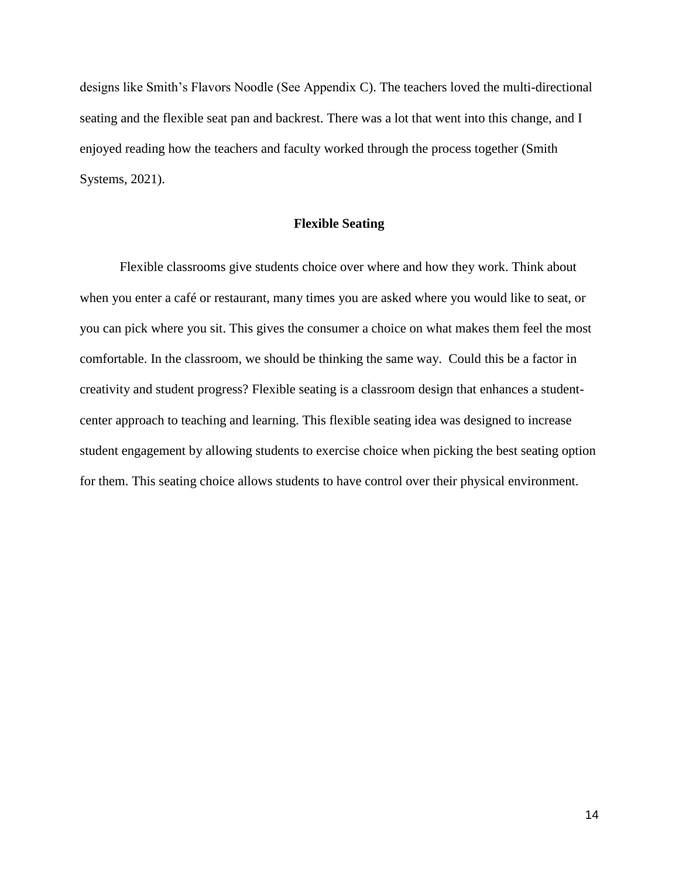designs like Smith's Flavors Noodle (See Appendix C). The teachers loved the multi-directional seating and the flexible seat pan and backrest. There was a lot that went into this change, and I enjoyed reading how the teachers and faculty worked through the process together (Smith Systems, 2021).

## Flexible Seating

Flexible classrooms give students choice over where and how they work. Think about when you enter a café or restaurant, many times you are asked where you would like to seat, or you can pick where you sit. This gives the consumer a choice on what makes them feel the most comfortable. In the classroom, we should be thinking the same way. Could this be a factor in creativity and student progress? Flexible seating is a classroom design that enhances a student-center approach to teaching and learning. This flexible seating idea was designed to increase student engagement by allowing students to exercise choice when picking the best seating option for them. This seating choice allows students to have control over their physical environment.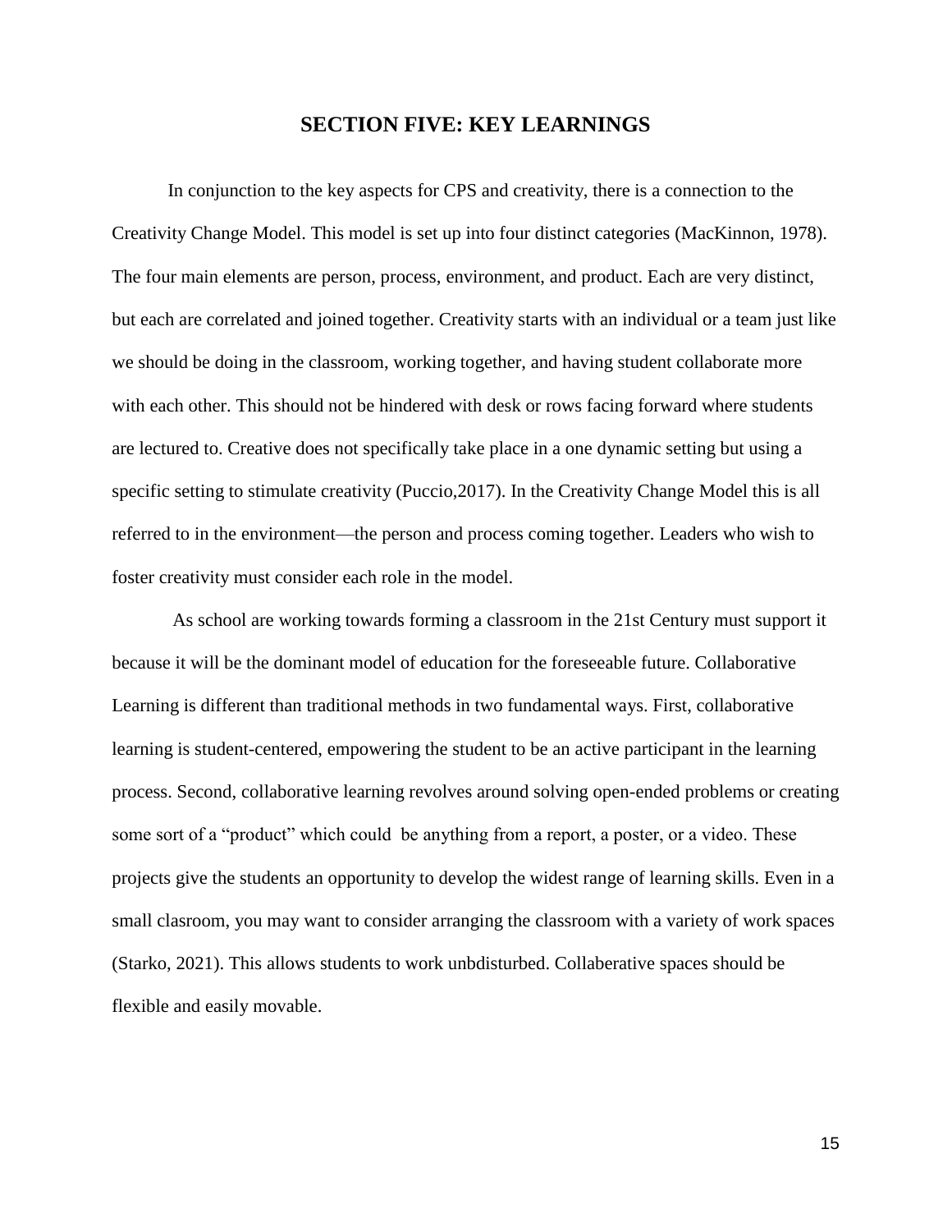## SECTION FIVE: KEY LEARNINGS

In conjunction to the key aspects for CPS and creativity, there is a connection to the Creativity Change Model. This model is set up into four distinct categories (MacKinnon, 1978). The four main elements are person, process, environment, and product. Each are very distinct, but each are correlated and joined together. Creativity starts with an individual or a team just like we should be doing in the classroom, working together, and having student collaborate more with each other. This should not be hindered with desk or rows facing forward where students are lectured to. Creative does not specifically take place in a one dynamic setting but using a specific setting to stimulate creativity (Puccio,2017). In the Creativity Change Model this is all referred to in the environment—the person and process coming together. Leaders who wish to foster creativity must consider each role in the model.

As school are working towards forming a classroom in the 21st Century must support it because it will be the dominant model of education for the foreseeable future. Collaborative Learning is different than traditional methods in two fundamental ways. First, collaborative learning is student-centered, empowering the student to be an active participant in the learning process. Second, collaborative learning revolves around solving open-ended problems or creating some sort of a "product" which could be anything from a report, a poster, or a video. These projects give the students an opportunity to develop the widest range of learning skills. Even in a small clasroom, you may want to consider arranging the classroom with a variety of work spaces (Starko, 2021). This allows students to work unbdisturbed. Collaberative spaces should be flexible and easily movable.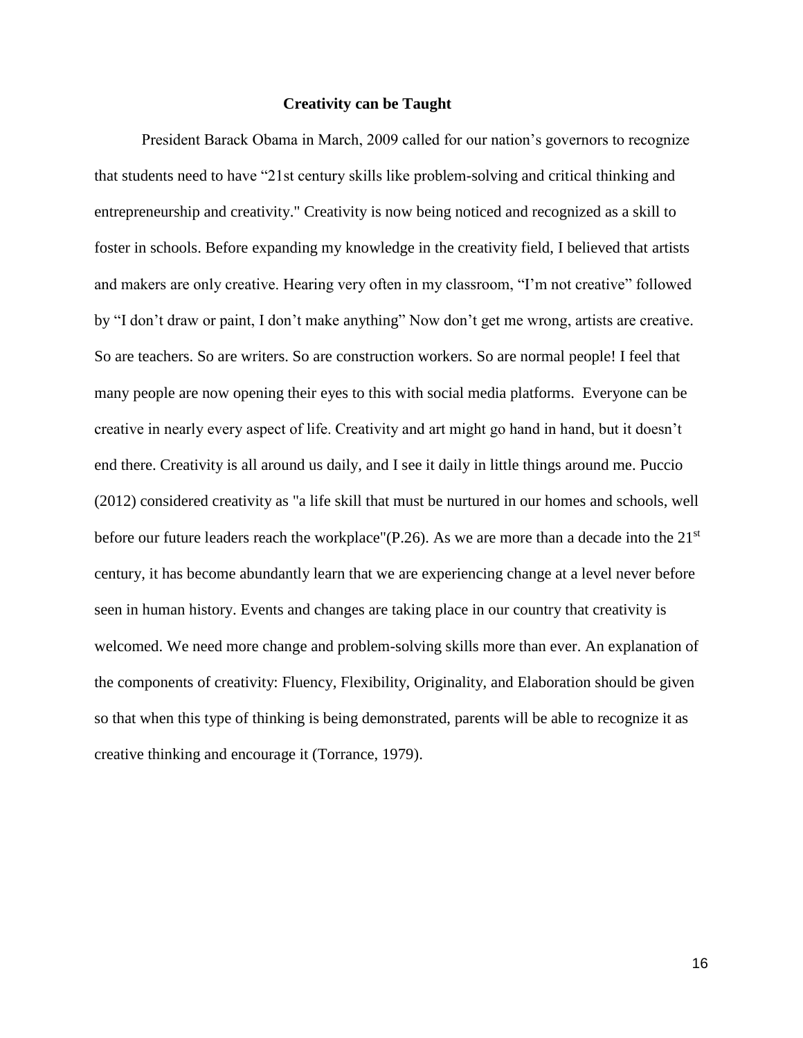# Creativity can be Taught

President Barack Obama in March, 2009 called for our nation's governors to recognize that students need to have "21st century skills like problem-solving and critical thinking and entrepreneurship and creativity." Creativity is now being noticed and recognized as a skill to foster in schools. Before expanding my knowledge in the creativity field, I believed that artists and makers are only creative. Hearing very often in my classroom, "I'm not creative" followed by "I don't draw or paint, I don't make anything" Now don't get me wrong, artists are creative. So are teachers. So are writers. So are construction workers. So are normal people! I feel that many people are now opening their eyes to this with social media platforms. Everyone can be creative in nearly every aspect of life. Creativity and art might go hand in hand, but it doesn't end there. Creativity is all around us daily, and I see it daily in little things around me. Puccio (2012) considered creativity as "a life skill that must be nurtured in our homes and schools, well before our future leaders reach the workplace"(P.26). As we are more than a decade into the 21st century, it has become abundantly learn that we are experiencing change at a level never before seen in human history. Events and changes are taking place in our country that creativity is welcomed. We need more change and problem-solving skills more than ever. An explanation of the components of creativity: Fluency, Flexibility, Originality, and Elaboration should be given so that when this type of thinking is being demonstrated, parents will be able to recognize it as creative thinking and encourage it (Torrance, 1979).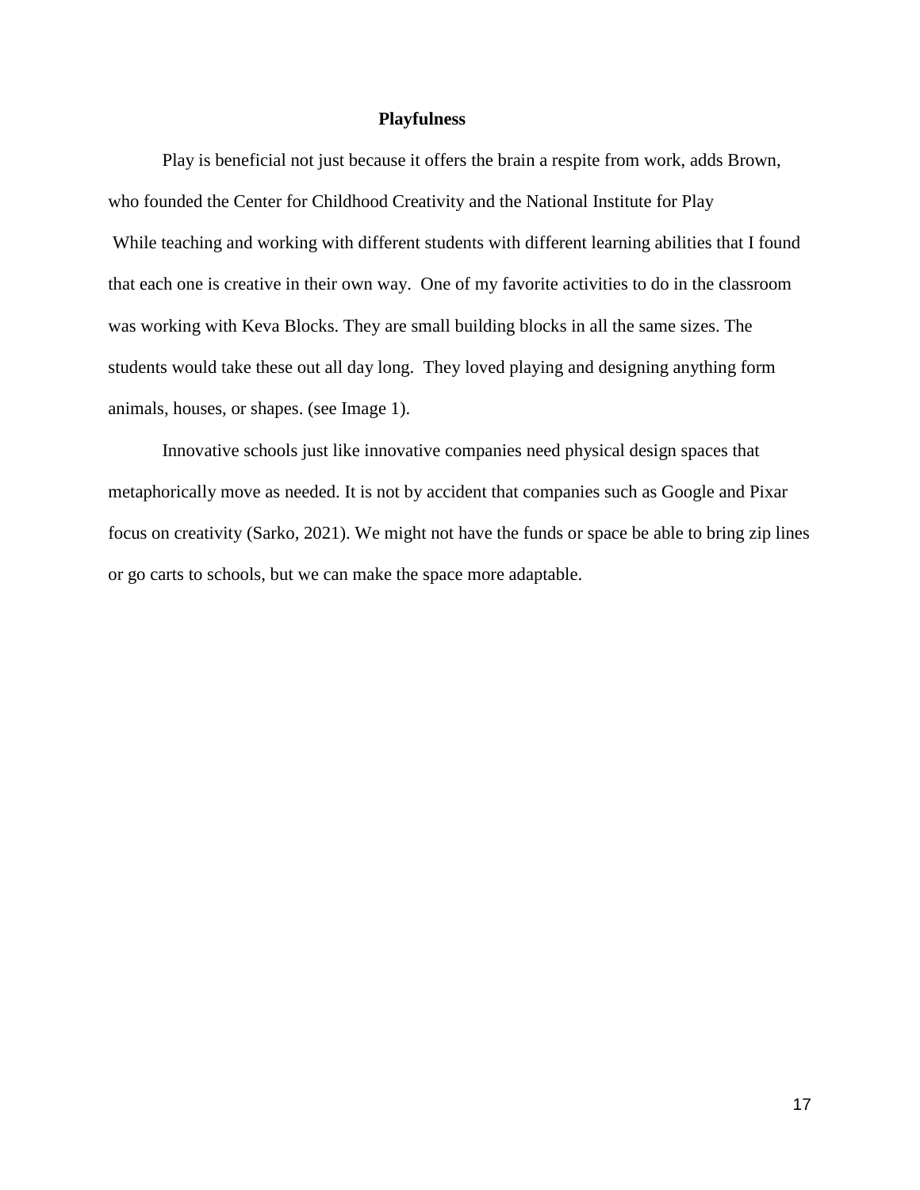## Playfulness

Play is beneficial not just because it offers the brain a respite from work, adds Brown, who founded the Center for Childhood Creativity and the National Institute for Play

While teaching and working with different students with different learning abilities that I found that each one is creative in their own way. One of my favorite activities to do in the classroom was working with Keva Blocks. They are small building blocks in all the same sizes. The students would take these out all day long. They loved playing and designing anything form animals, houses, or shapes. (see Image 1).

Innovative schools just like innovative companies need physical design spaces that metaphorically move as needed. It is not by accident that companies such as Google and Pixar focus on creativity (Sarko, 2021). We might not have the funds or space be able to bring zip lines or go carts to schools, but we can make the space more adaptable.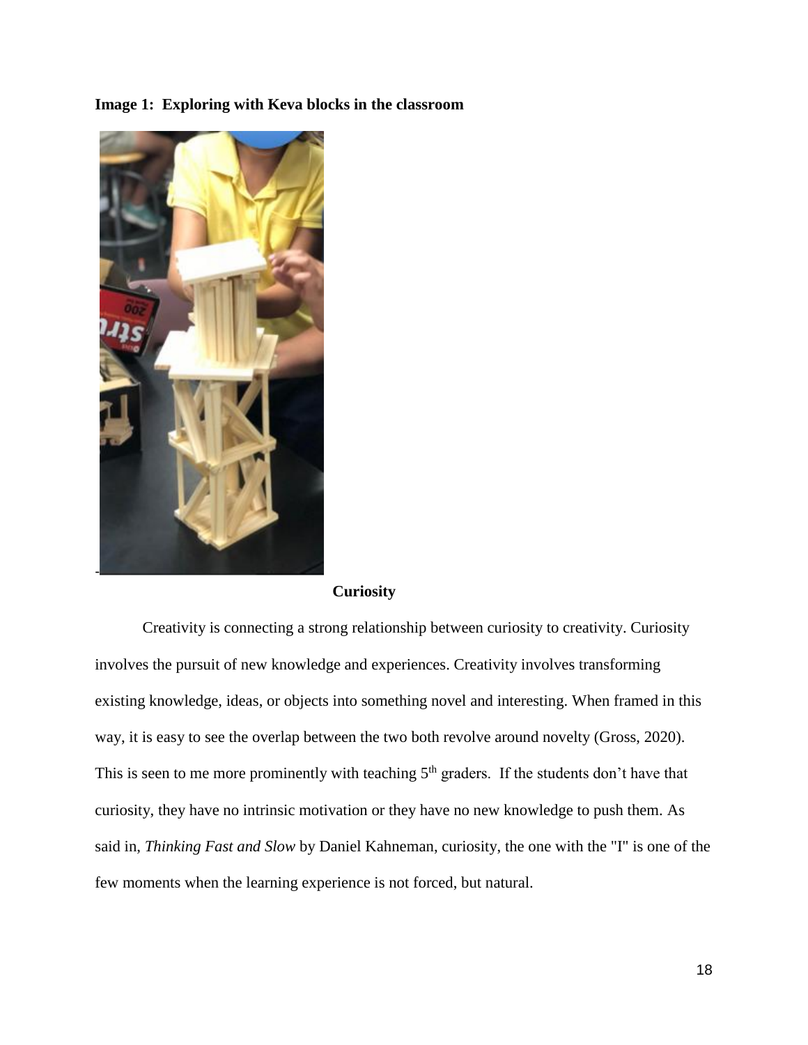**Image 1: Exploring with Keva blocks in the classroom**

**Curiosity**

Creativity is connecting a strong relationship between curiosity to creativity. Curiosity involves the pursuit of new knowledge and experiences. Creativity involves transforming existing knowledge, ideas, or objects into something novel and interesting. When framed in this way, it is easy to see the overlap between the two both revolve around novelty (Gross, 2020). This is seen to me more prominently with teaching 5th graders. If the students don't have that curiosity, they have no intrinsic motivation or they have no new knowledge to push them. As said in, *Thinking Fast and Slow* by Daniel Kahneman, curiosity, the one with the "I" is one of the few moments when the learning experience is not forced, but natural.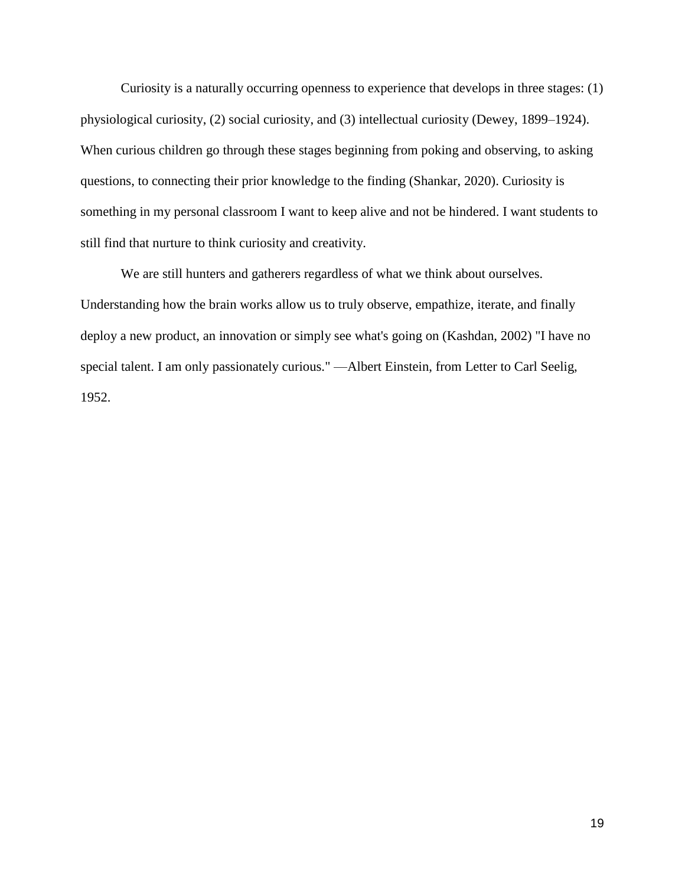Curiosity is a naturally occurring openness to experience that develops in three stages: (1) physiological curiosity, (2) social curiosity, and (3) intellectual curiosity (Dewey, 1899–1924). When curious children go through these stages beginning from poking and observing, to asking questions, to connecting their prior knowledge to the finding (Shankar, 2020). Curiosity is something in my personal classroom I want to keep alive and not be hindered. I want students to still find that nurture to think curiosity and creativity.

We are still hunters and gatherers regardless of what we think about ourselves. Understanding how the brain works allow us to truly observe, empathize, iterate, and finally deploy a new product, an innovation or simply see what's going on (Kashdan, 2002) "I have no special talent. I am only passionately curious." —Albert Einstein, from Letter to Carl Seelig, 1952.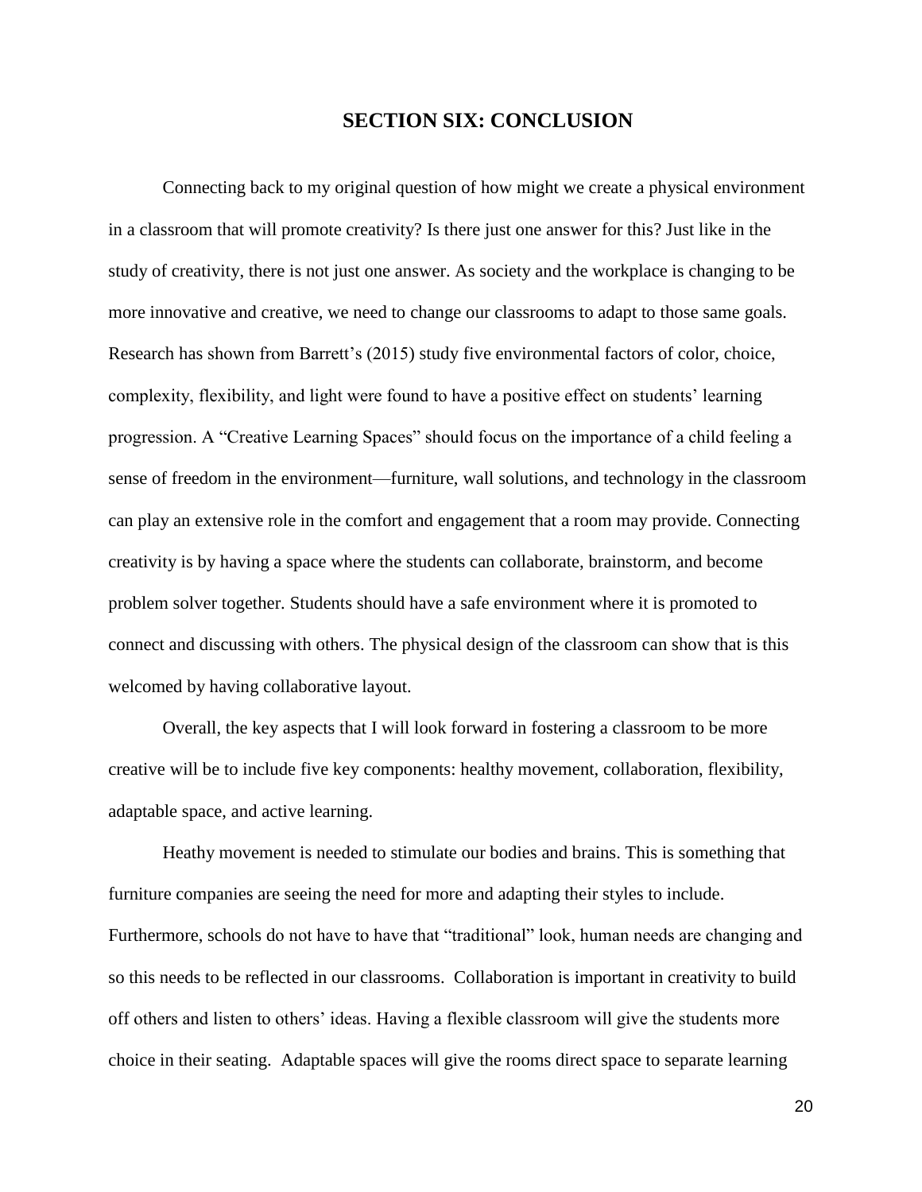## SECTION SIX: CONCLUSION

Connecting back to my original question of how might we create a physical environment in a classroom that will promote creativity? Is there just one answer for this? Just like in the study of creativity, there is not just one answer. As society and the workplace is changing to be more innovative and creative, we need to change our classrooms to adapt to those same goals. Research has shown from Barrett's (2015) study five environmental factors of color, choice, complexity, flexibility, and light were found to have a positive effect on students' learning progression. A "Creative Learning Spaces" should focus on the importance of a child feeling a sense of freedom in the environment—furniture, wall solutions, and technology in the classroom can play an extensive role in the comfort and engagement that a room may provide. Connecting creativity is by having a space where the students can collaborate, brainstorm, and become problem solver together. Students should have a safe environment where it is promoted to connect and discussing with others. The physical design of the classroom can show that is this welcomed by having collaborative layout.

Overall, the key aspects that I will look forward in fostering a classroom to be more creative will be to include five key components: healthy movement, collaboration, flexibility, adaptable space, and active learning.

Heathy movement is needed to stimulate our bodies and brains. This is something that furniture companies are seeing the need for more and adapting their styles to include. Furthermore, schools do not have to have that "traditional" look, human needs are changing and so this needs to be reflected in our classrooms. Collaboration is important in creativity to build off others and listen to others' ideas. Having a flexible classroom will give the students more choice in their seating. Adaptable spaces will give the rooms direct space to separate learning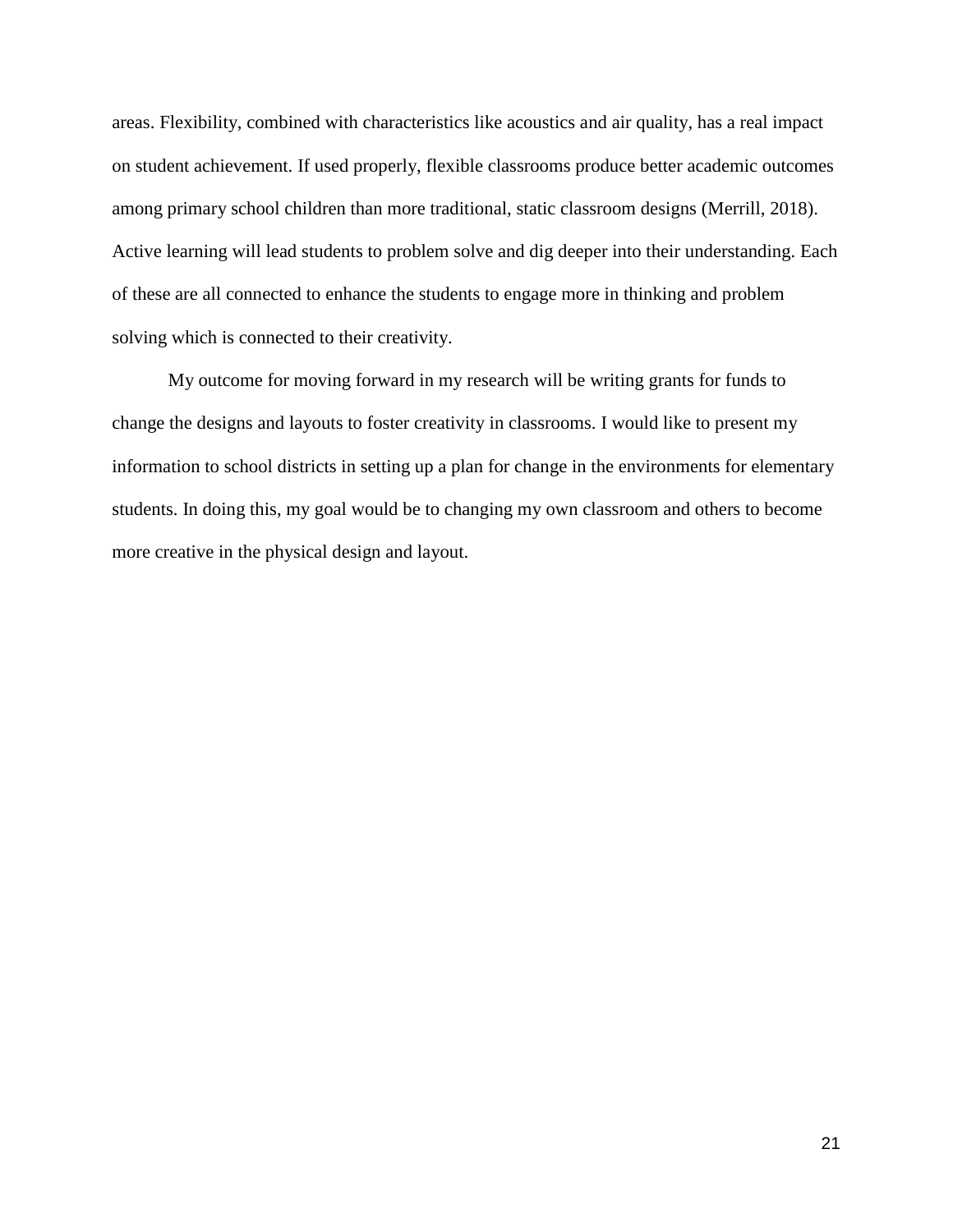areas. Flexibility, combined with characteristics like acoustics and air quality, has a real impact on student achievement. If used properly, flexible classrooms produce better academic outcomes among primary school children than more traditional, static classroom designs (Merrill, 2018). Active learning will lead students to problem solve and dig deeper into their understanding. Each of these are all connected to enhance the students to engage more in thinking and problem solving which is connected to their creativity.

My outcome for moving forward in my research will be writing grants for funds to change the designs and layouts to foster creativity in classrooms. I would like to present my information to school districts in setting up a plan for change in the environments for elementary students. In doing this, my goal would be to changing my own classroom and others to become more creative in the physical design and layout.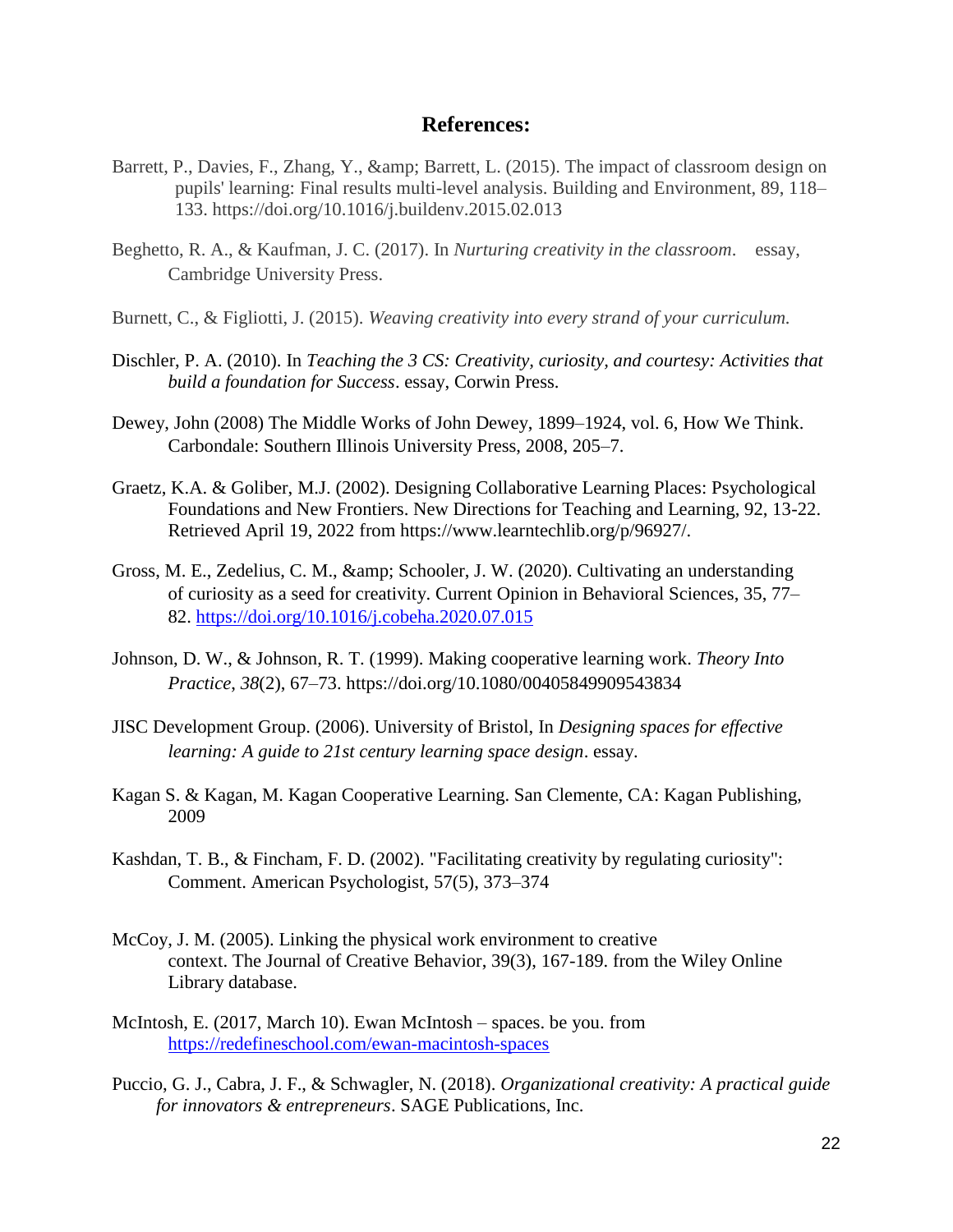# References:

Barrett, P., Davies, F., Zhang, Y., &amp; Barrett, L. (2015). The impact of classroom design on pupils' learning: Final results multi-level analysis. Building and Environment, 89, 118–133. https://doi.org/10.1016/j.buildenv.2015.02.013

Beghetto, R. A., & Kaufman, J. C. (2017). In *Nurturing creativity in the classroom*. essay, Cambridge University Press.

Burnett, C., & Figliotti, J. (2015). *Weaving creativity into every strand of your curriculum.*

Dischler, P. A. (2010). In *Teaching the 3 CS: Creativity, curiosity, and courtesy: Activities that build a foundation for Success*. essay, Corwin Press.

Dewey, John (2008) The Middle Works of John Dewey, 1899–1924, vol. 6, How We Think. Carbondale: Southern Illinois University Press, 2008, 205–7.

Graetz, K.A. & Goliber, M.J. (2002). Designing Collaborative Learning Places: Psychological Foundations and New Frontiers. New Directions for Teaching and Learning, 92, 13-22. Retrieved April 19, 2022 from https://www.learntechlib.org/p/96927/.

Gross, M. E., Zedelius, C. M., &amp; Schooler, J. W. (2020). Cultivating an understanding of curiosity as a seed for creativity. Current Opinion in Behavioral Sciences, 35, 77–82. https://doi.org/10.1016/j.cobeha.2020.07.015

Johnson, D. W., & Johnson, R. T. (1999). Making cooperative learning work. *Theory Into Practice*, *38*(2), 67–73. https://doi.org/10.1080/00405849909543834

JISC Development Group. (2006). University of Bristol, In *Designing spaces for effective learning: A guide to 21st century learning space design*. essay.

Kagan S. & Kagan, M. Kagan Cooperative Learning. San Clemente, CA: Kagan Publishing, 2009

Kashdan, T. B., & Fincham, F. D. (2002). "Facilitating creativity by regulating curiosity": Comment. American Psychologist, 57(5), 373–374

McCoy, J. M. (2005). Linking the physical work environment to creative context. The Journal of Creative Behavior, 39(3), 167-189. from the Wiley Online Library database.

McIntosh, E. (2017, March 10). Ewan McIntosh – spaces. be you. from https://redefineschool.com/ewan-macintosh-spaces

Puccio, G. J., Cabra, J. F., & Schwagler, N. (2018). *Organizational creativity: A practical guide for innovators & entrepreneurs*. SAGE Publications, Inc.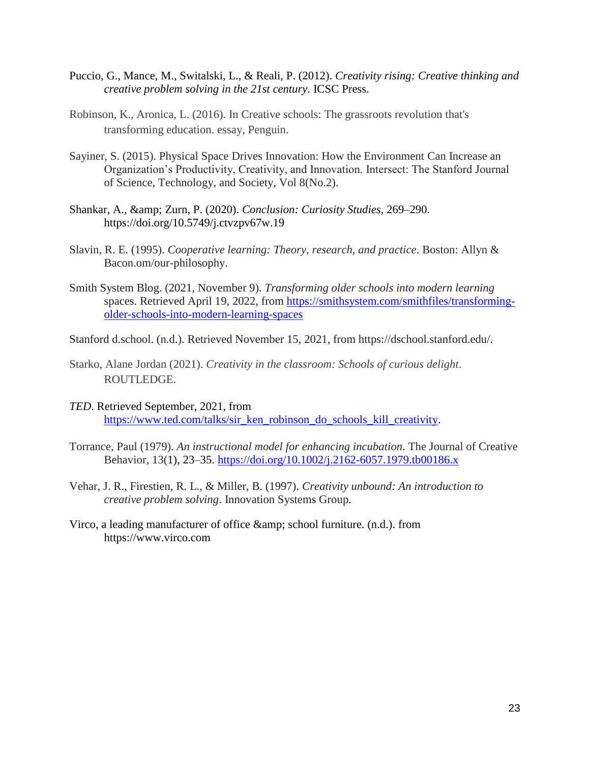Puccio, G., Mance, M., Switalski, L., & Reali, P. (2012). *Creativity rising: Creative thinking and creative problem solving in the 21st century*. ICSC Press.

Robinson, K., Aronica, L. (2016). In Creative schools: The grassroots revolution that's transforming education. essay, Penguin.

Sayiner, S. (2015). Physical Space Drives Innovation: How the Environment Can Increase an Organization's Productivity, Creativity, and Innovation. Intersect: The Stanford Journal of Science, Technology, and Society, Vol 8(No.2).

Shankar, A., &amp; Zurn, P. (2020). *Conclusion: Curiosity Studies*, 269–290. https://doi.org/10.5749/j.ctvzpv67w.19

Slavin, R. E. (1995). *Cooperative learning: Theory, research, and practice*. Boston: Allyn & Bacon.om/our-philosophy.

Smith System Blog. (2021, November 9). *Transforming older schools into modern learning* spaces. Retrieved April 19, 2022, from https://smithsystem.com/smithfiles/transforming-older-schools-into-modern-learning-spaces

Stanford d.school. (n.d.). Retrieved November 15, 2021, from https://dschool.stanford.edu/.

Starko, Alane Jordan (2021). *Creativity in the classroom: Schools of curious delight*. ROUTLEDGE.

*TED*. Retrieved September, 2021, from https://www.ted.com/talks/sir_ken_robinson_do_schools_kill_creativity.

Torrance, Paul (1979). *An instructional model for enhancing incubation.* The Journal of Creative Behavior, 13(1), 23–35. https://doi.org/10.1002/j.2162-6057.1979.tb00186.x

Vehar, J. R., Firestien, R. L., & Miller, B. (1997). *Creativity unbound: An introduction to creative problem solving*. Innovation Systems Group.

Virco, a leading manufacturer of office &amp; school furniture. (n.d.). from https://www.virco.com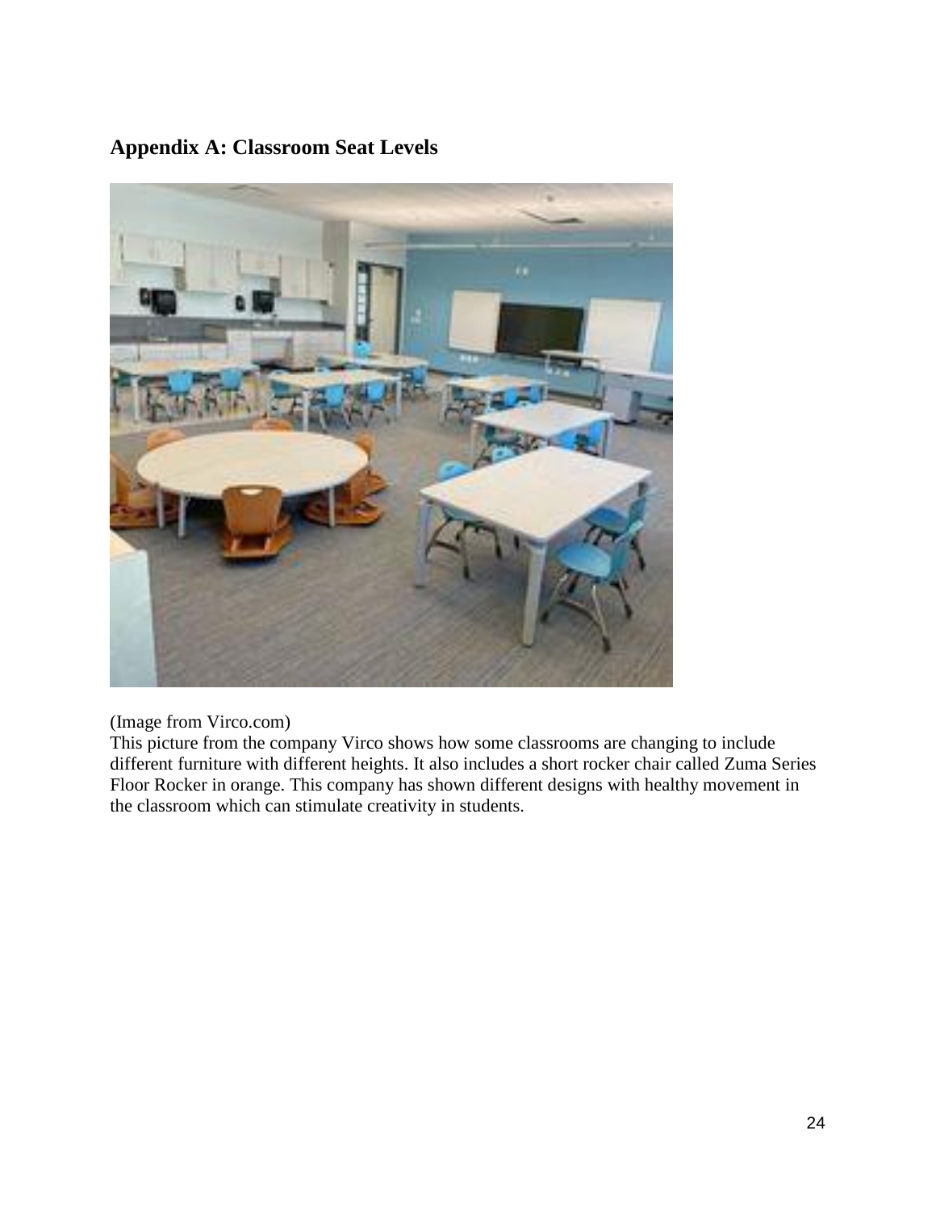## Appendix A: Classroom Seat Levels

(Image from Virco.com)
This picture from the company Virco shows how some classrooms are changing to include different furniture with different heights. It also includes a short rocker chair called Zuma Series Floor Rocker in orange. This company has shown different designs with healthy movement in the classroom which can stimulate creativity in students.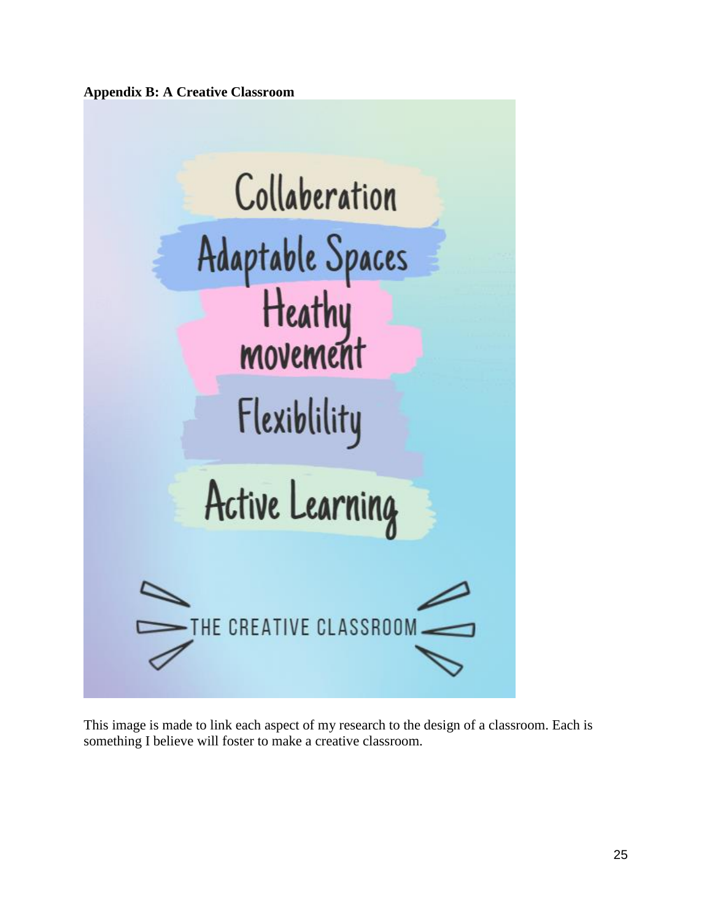**Appendix B: A Creative Classroom**

Collaberation

Adaptable Spaces

Heathy movement

Flexiblility

Active Learning

THE CREATIVE CLASSROOM

This image is made to link each aspect of my research to the design of a classroom. Each is something I believe will foster to make a creative classroom.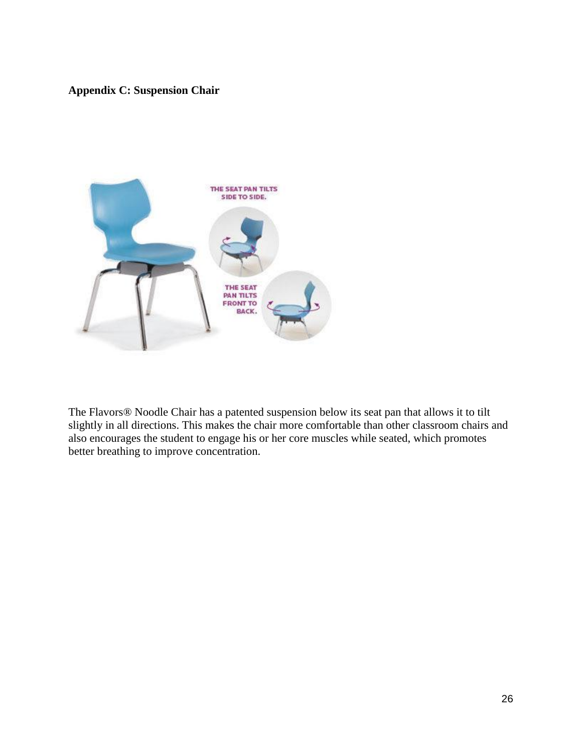**Appendix C: Suspension Chair**

The Flavors® Noodle Chair has a patented suspension below its seat pan that allows it to tilt slightly in all directions. This makes the chair more comfortable than other classroom chairs and also encourages the student to engage his or her core muscles while seated, which promotes better breathing to improve concentration.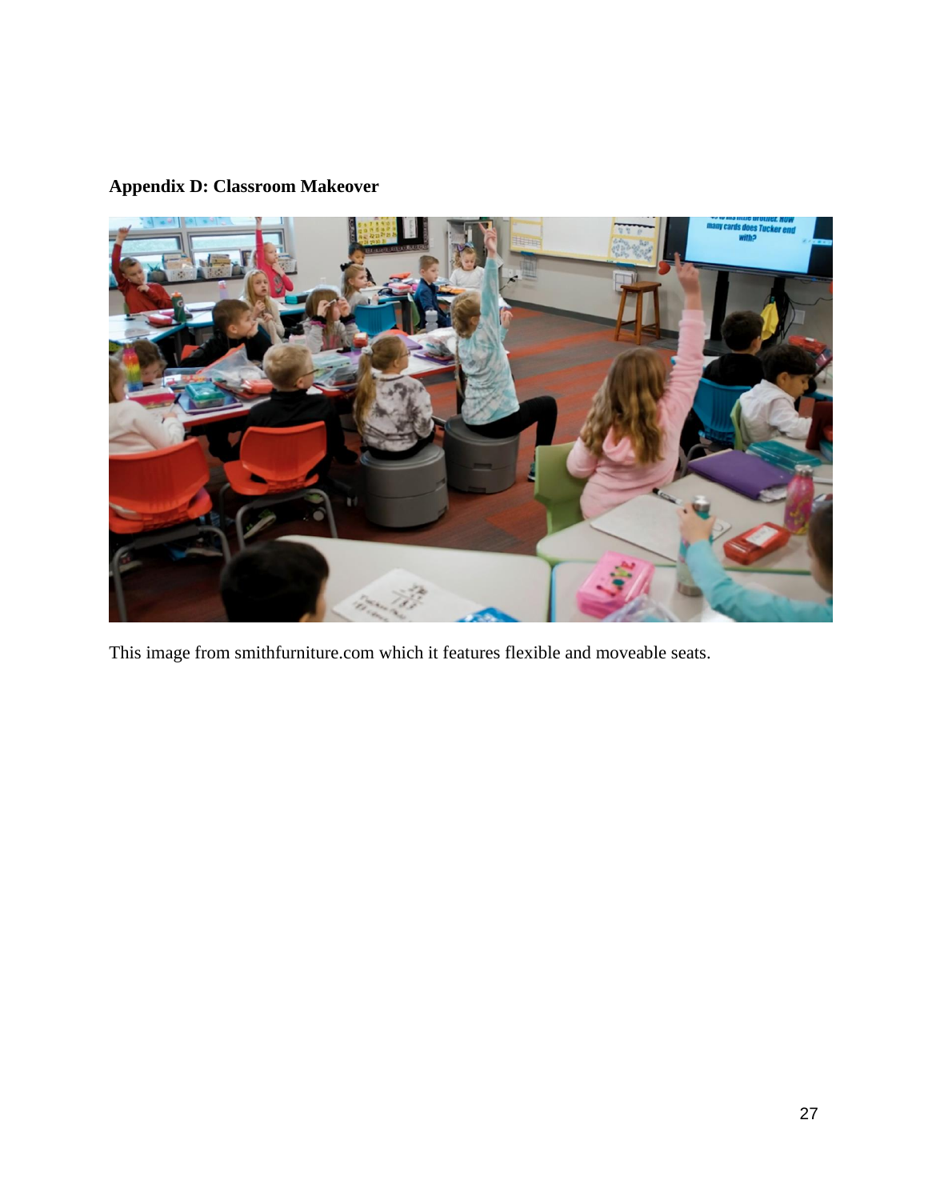**Appendix D: Classroom Makeover**

This image from smithfurniture.com which it features flexible and moveable seats.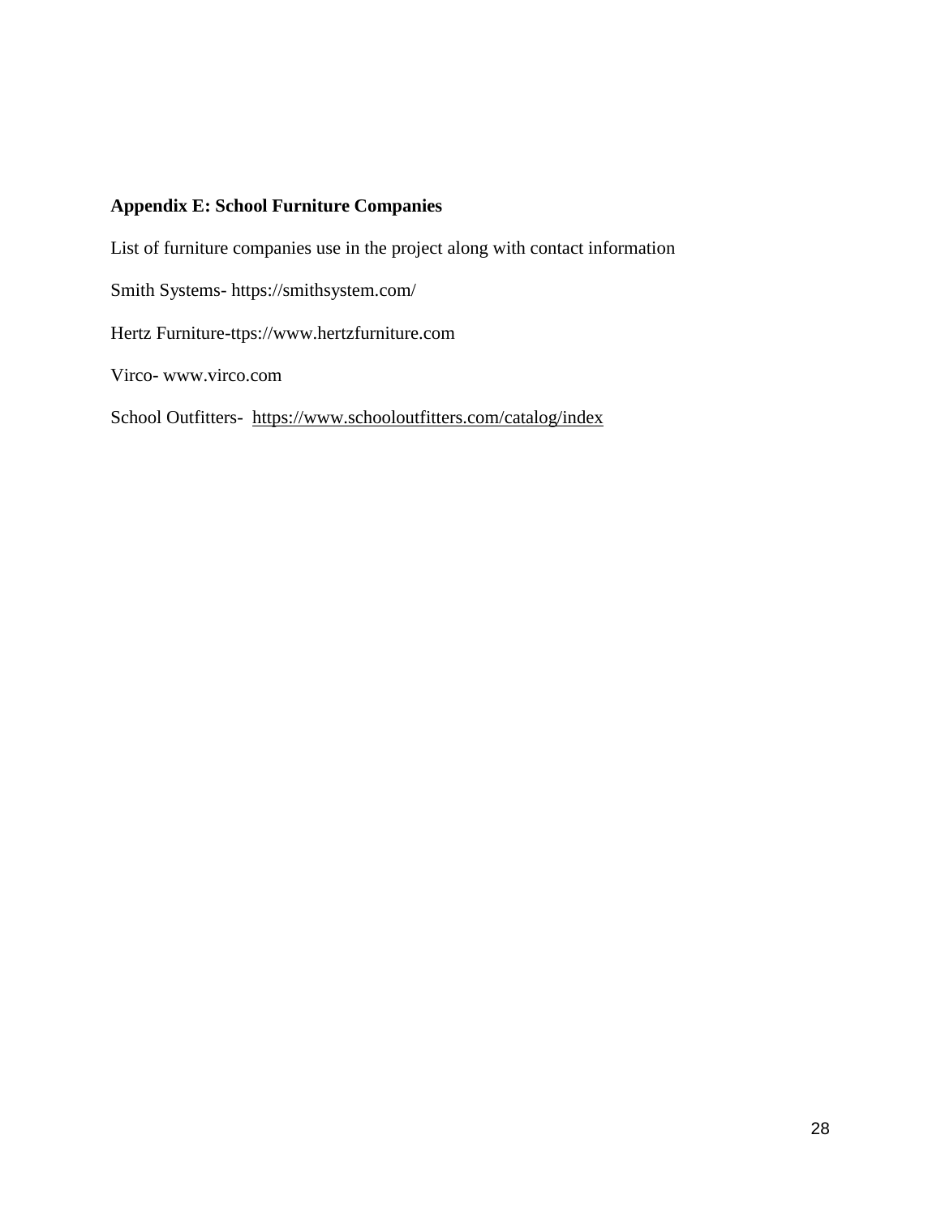**Appendix E: School Furniture Companies**

List of furniture companies use in the project along with contact information

Smith Systems- https://smithsystem.com/

Hertz Furniture-ttps://www.hertzfurniture.com

Virco- www.virco.com

School Outfitters- https://www.schooloutfitters.com/catalog/index